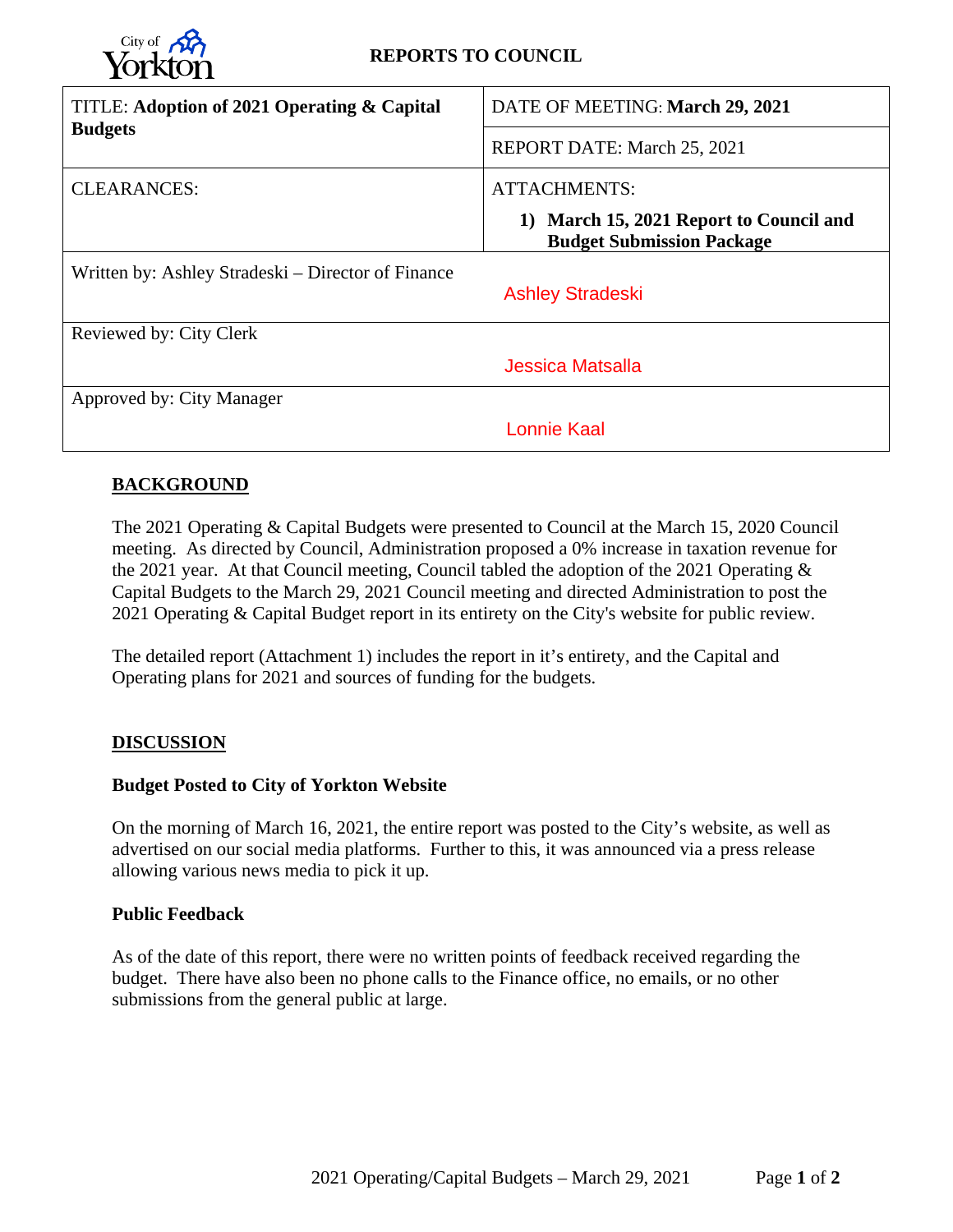City of Yorkton

**REPORTS TO COUNCIL**

| TITLE: **Adoption of 2021 Operating & Capital Budgets** | DATE OF MEETING: **March 29, 2021** |
| --- | --- |
| | REPORT DATE: March 25, 2021 |
| CLEARANCES: | ATTACHMENTS: **1) March 15, 2021 Report to Council and Budget Submission Package** |
| Written by: Ashley Stradeski – Director of Finance | Ashley Stradeski |
| Reviewed by: City Clerk | Jessica Matsalla |
| Approved by: City Manager | Lonnie Kaal |

## BACKGROUND

The 2021 Operating & Capital Budgets were presented to Council at the March 15, 2020 Council meeting. As directed by Council, Administration proposed a 0% increase in taxation revenue for the 2021 year. At that Council meeting, Council tabled the adoption of the 2021 Operating & Capital Budgets to the March 29, 2021 Council meeting and directed Administration to post the 2021 Operating & Capital Budget report in its entirety on the City's website for public review.

The detailed report (Attachment 1) includes the report in it's entirety, and the Capital and Operating plans for 2021 and sources of funding for the budgets.

## DISCUSSION

### Budget Posted to City of Yorkton Website

On the morning of March 16, 2021, the entire report was posted to the City's website, as well as advertised on our social media platforms. Further to this, it was announced via a press release allowing various news media to pick it up.

### Public Feedback

As of the date of this report, there were no written points of feedback received regarding the budget. There have also been no phone calls to the Finance office, no emails, or no other submissions from the general public at large.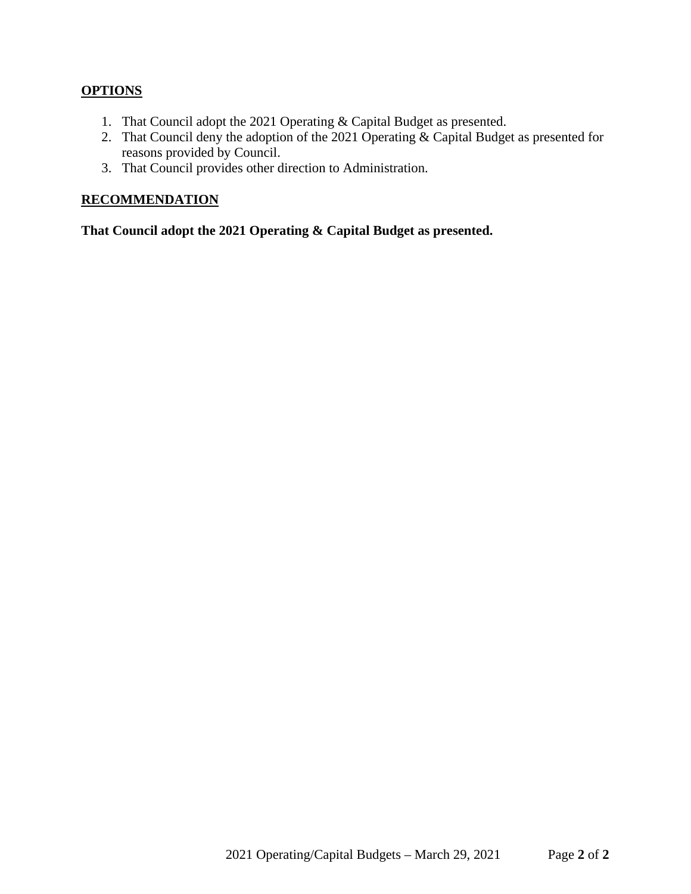## OPTIONS

1. That Council adopt the 2021 Operating & Capital Budget as presented.
2. That Council deny the adoption of the 2021 Operating & Capital Budget as presented for reasons provided by Council.
3. That Council provides other direction to Administration.

## RECOMMENDATION

**That Council adopt the 2021 Operating & Capital Budget as presented.**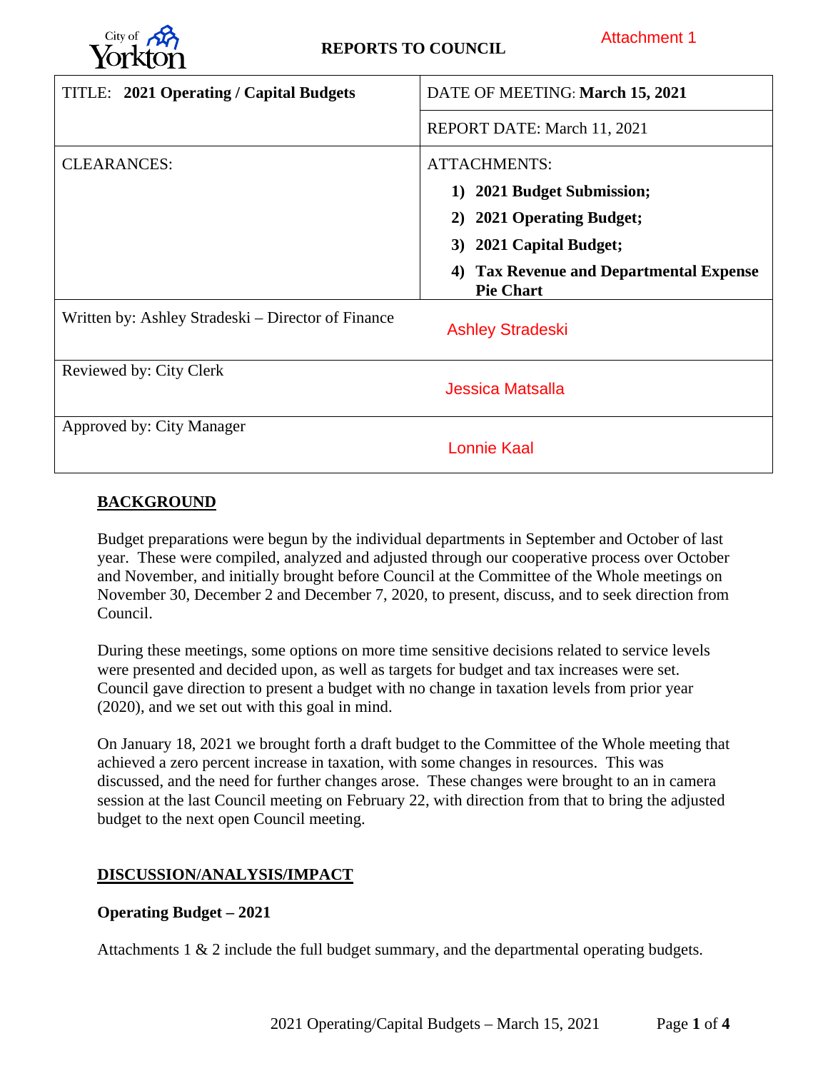City of Yorkton

**REPORTS TO COUNCIL**

Attachment 1

| TITLE: **2021 Operating / Capital Budgets** | DATE OF MEETING: **March 15, 2021** |
|---|---|
| | REPORT DATE: March 11, 2021 |
| CLEARANCES: | ATTACHMENTS: **1) 2021 Budget Submission; 2) 2021 Operating Budget; 3) 2021 Capital Budget; 4) Tax Revenue and Departmental Expense Pie Chart** |
| Written by: Ashley Stradeski – Director of Finance | Ashley Stradeski |
| Reviewed by: City Clerk | Jessica Matsalla |
| Approved by: City Manager | Lonnie Kaal |

## BACKGROUND

Budget preparations were begun by the individual departments in September and October of last year. These were compiled, analyzed and adjusted through our cooperative process over October and November, and initially brought before Council at the Committee of the Whole meetings on November 30, December 2 and December 7, 2020, to present, discuss, and to seek direction from Council.

During these meetings, some options on more time sensitive decisions related to service levels were presented and decided upon, as well as targets for budget and tax increases were set. Council gave direction to present a budget with no change in taxation levels from prior year (2020), and we set out with this goal in mind.

On January 18, 2021 we brought forth a draft budget to the Committee of the Whole meeting that achieved a zero percent increase in taxation, with some changes in resources. This was discussed, and the need for further changes arose. These changes were brought to an in camera session at the last Council meeting on February 22, with direction from that to bring the adjusted budget to the next open Council meeting.

## DISCUSSION/ANALYSIS/IMPACT

### Operating Budget – 2021

Attachments 1 & 2 include the full budget summary, and the departmental operating budgets.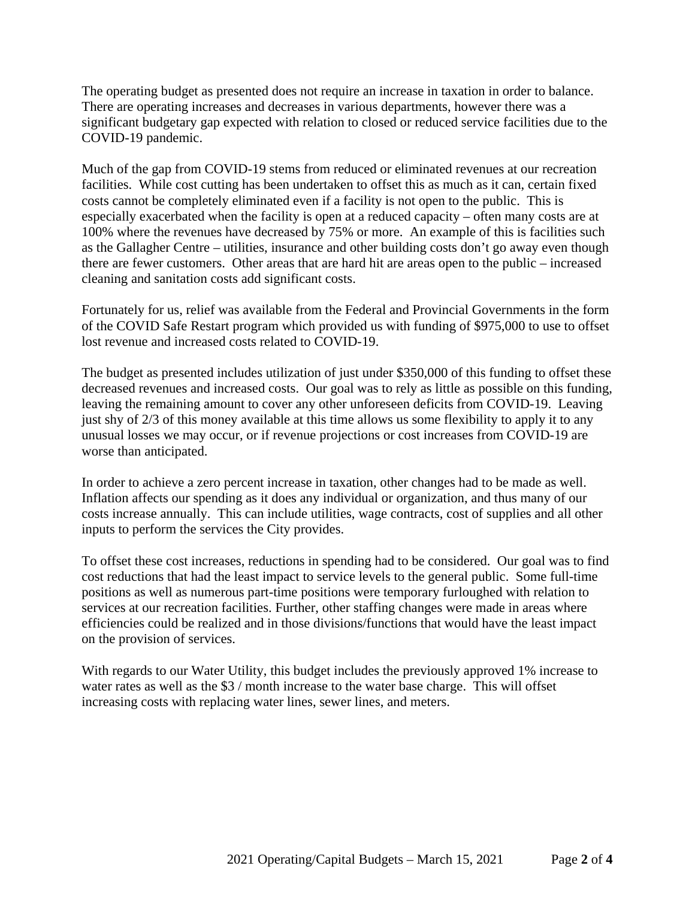The operating budget as presented does not require an increase in taxation in order to balance. There are operating increases and decreases in various departments, however there was a significant budgetary gap expected with relation to closed or reduced service facilities due to the COVID-19 pandemic.

Much of the gap from COVID-19 stems from reduced or eliminated revenues at our recreation facilities. While cost cutting has been undertaken to offset this as much as it can, certain fixed costs cannot be completely eliminated even if a facility is not open to the public. This is especially exacerbated when the facility is open at a reduced capacity – often many costs are at 100% where the revenues have decreased by 75% or more. An example of this is facilities such as the Gallagher Centre – utilities, insurance and other building costs don't go away even though there are fewer customers. Other areas that are hard hit are areas open to the public – increased cleaning and sanitation costs add significant costs.

Fortunately for us, relief was available from the Federal and Provincial Governments in the form of the COVID Safe Restart program which provided us with funding of $975,000 to use to offset lost revenue and increased costs related to COVID-19.

The budget as presented includes utilization of just under $350,000 of this funding to offset these decreased revenues and increased costs. Our goal was to rely as little as possible on this funding, leaving the remaining amount to cover any other unforeseen deficits from COVID-19. Leaving just shy of 2/3 of this money available at this time allows us some flexibility to apply it to any unusual losses we may occur, or if revenue projections or cost increases from COVID-19 are worse than anticipated.

In order to achieve a zero percent increase in taxation, other changes had to be made as well. Inflation affects our spending as it does any individual or organization, and thus many of our costs increase annually. This can include utilities, wage contracts, cost of supplies and all other inputs to perform the services the City provides.

To offset these cost increases, reductions in spending had to be considered. Our goal was to find cost reductions that had the least impact to service levels to the general public. Some full-time positions as well as numerous part-time positions were temporary furloughed with relation to services at our recreation facilities. Further, other staffing changes were made in areas where efficiencies could be realized and in those divisions/functions that would have the least impact on the provision of services.

With regards to our Water Utility, this budget includes the previously approved 1% increase to water rates as well as the $3 / month increase to the water base charge. This will offset increasing costs with replacing water lines, sewer lines, and meters.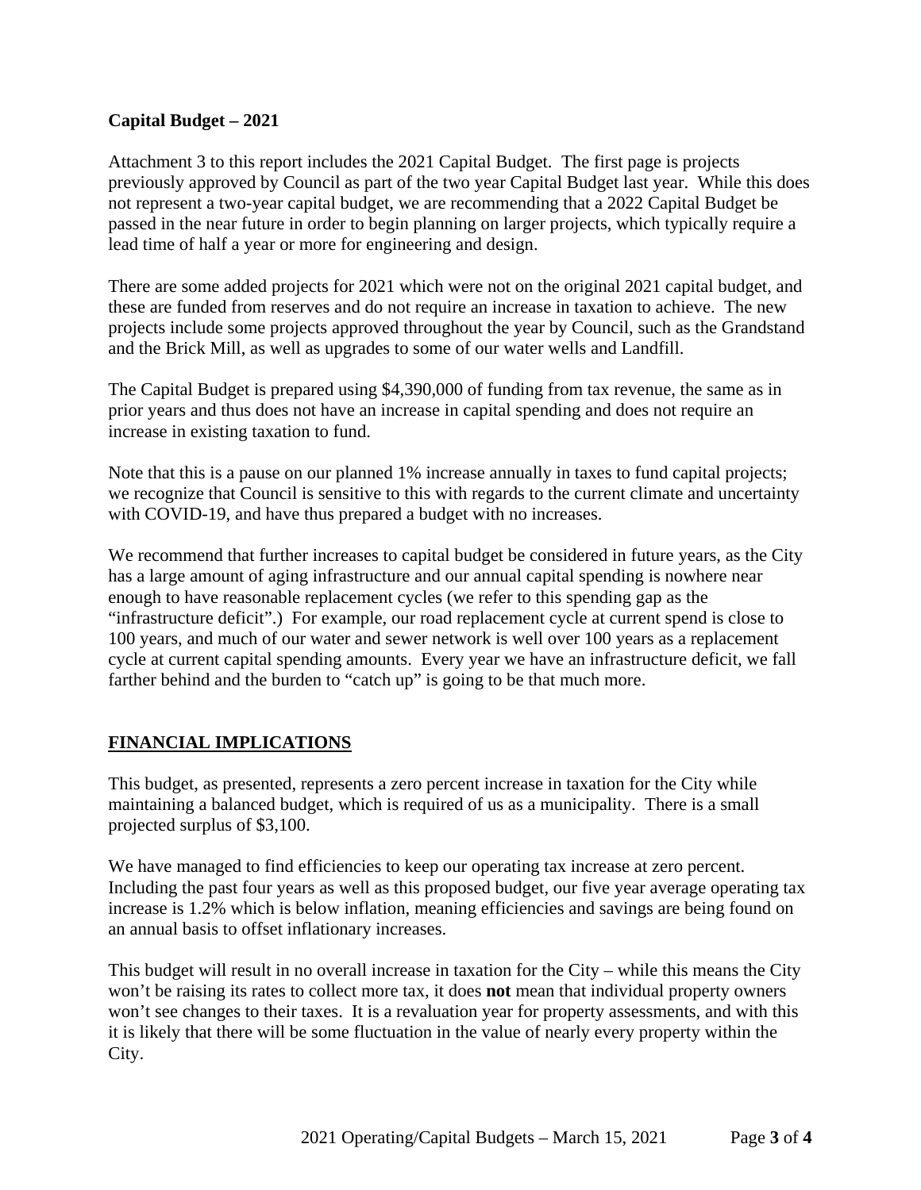**Capital Budget – 2021**

Attachment 3 to this report includes the 2021 Capital Budget. The first page is projects previously approved by Council as part of the two year Capital Budget last year. While this does not represent a two-year capital budget, we are recommending that a 2022 Capital Budget be passed in the near future in order to begin planning on larger projects, which typically require a lead time of half a year or more for engineering and design.

There are some added projects for 2021 which were not on the original 2021 capital budget, and these are funded from reserves and do not require an increase in taxation to achieve. The new projects include some projects approved throughout the year by Council, such as the Grandstand and the Brick Mill, as well as upgrades to some of our water wells and Landfill.

The Capital Budget is prepared using $4,390,000 of funding from tax revenue, the same as in prior years and thus does not have an increase in capital spending and does not require an increase in existing taxation to fund.

Note that this is a pause on our planned 1% increase annually in taxes to fund capital projects; we recognize that Council is sensitive to this with regards to the current climate and uncertainty with COVID-19, and have thus prepared a budget with no increases.

We recommend that further increases to capital budget be considered in future years, as the City has a large amount of aging infrastructure and our annual capital spending is nowhere near enough to have reasonable replacement cycles (we refer to this spending gap as the "infrastructure deficit".) For example, our road replacement cycle at current spend is close to 100 years, and much of our water and sewer network is well over 100 years as a replacement cycle at current capital spending amounts. Every year we have an infrastructure deficit, we fall farther behind and the burden to "catch up" is going to be that much more.

## FINANCIAL IMPLICATIONS

This budget, as presented, represents a zero percent increase in taxation for the City while maintaining a balanced budget, which is required of us as a municipality. There is a small projected surplus of $3,100.

We have managed to find efficiencies to keep our operating tax increase at zero percent. Including the past four years as well as this proposed budget, our five year average operating tax increase is 1.2% which is below inflation, meaning efficiencies and savings are being found on an annual basis to offset inflationary increases.

This budget will result in no overall increase in taxation for the City – while this means the City won't be raising its rates to collect more tax, it does **not** mean that individual property owners won't see changes to their taxes. It is a revaluation year for property assessments, and with this it is likely that there will be some fluctuation in the value of nearly every property within the City.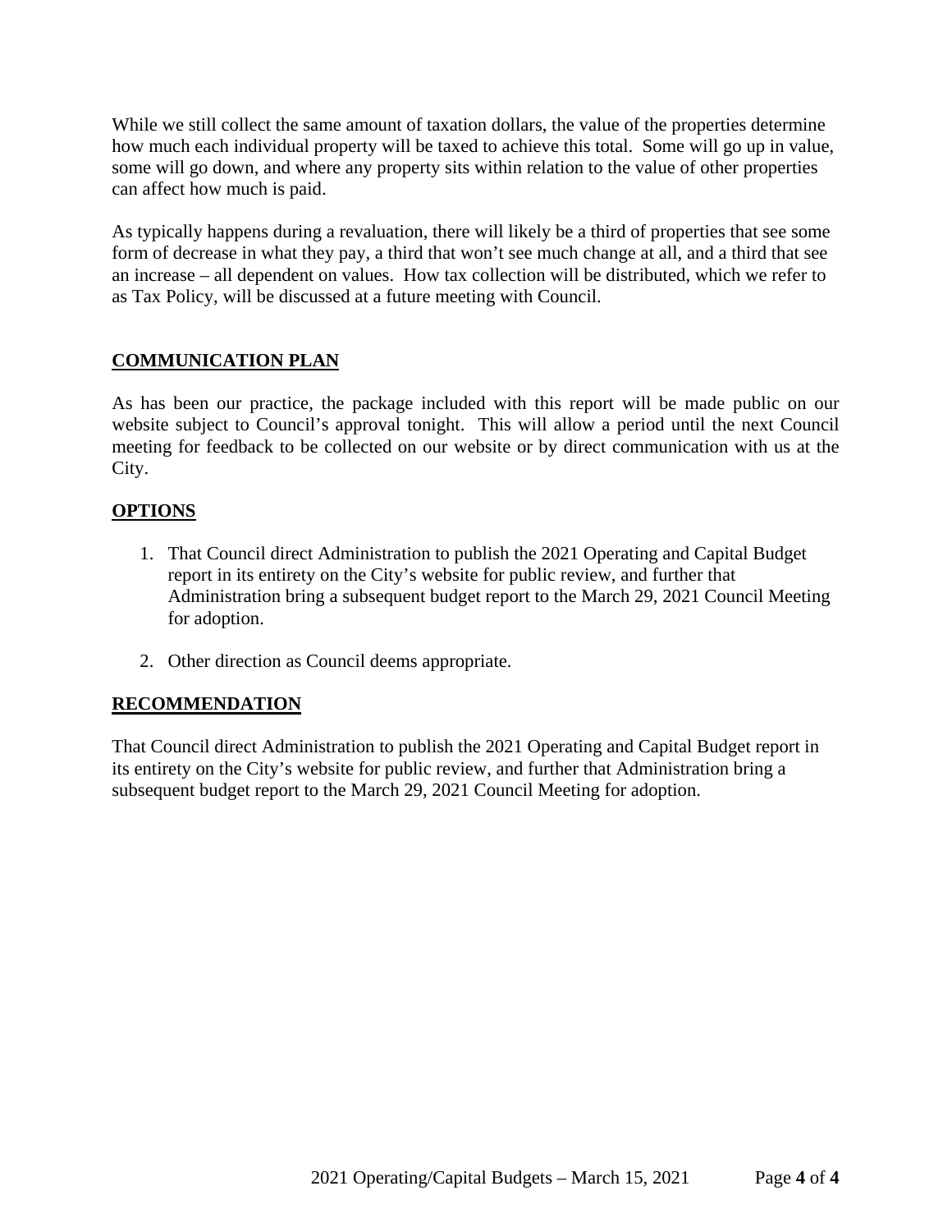While we still collect the same amount of taxation dollars, the value of the properties determine how much each individual property will be taxed to achieve this total. Some will go up in value, some will go down, and where any property sits within relation to the value of other properties can affect how much is paid.

As typically happens during a revaluation, there will likely be a third of properties that see some form of decrease in what they pay, a third that won't see much change at all, and a third that see an increase – all dependent on values. How tax collection will be distributed, which we refer to as Tax Policy, will be discussed at a future meeting with Council.

## COMMUNICATION PLAN

As has been our practice, the package included with this report will be made public on our website subject to Council's approval tonight. This will allow a period until the next Council meeting for feedback to be collected on our website or by direct communication with us at the City.

## OPTIONS

1. That Council direct Administration to publish the 2021 Operating and Capital Budget report in its entirety on the City's website for public review, and further that Administration bring a subsequent budget report to the March 29, 2021 Council Meeting for adoption.

2. Other direction as Council deems appropriate.

## RECOMMENDATION

That Council direct Administration to publish the 2021 Operating and Capital Budget report in its entirety on the City's website for public review, and further that Administration bring a subsequent budget report to the March 29, 2021 Council Meeting for adoption.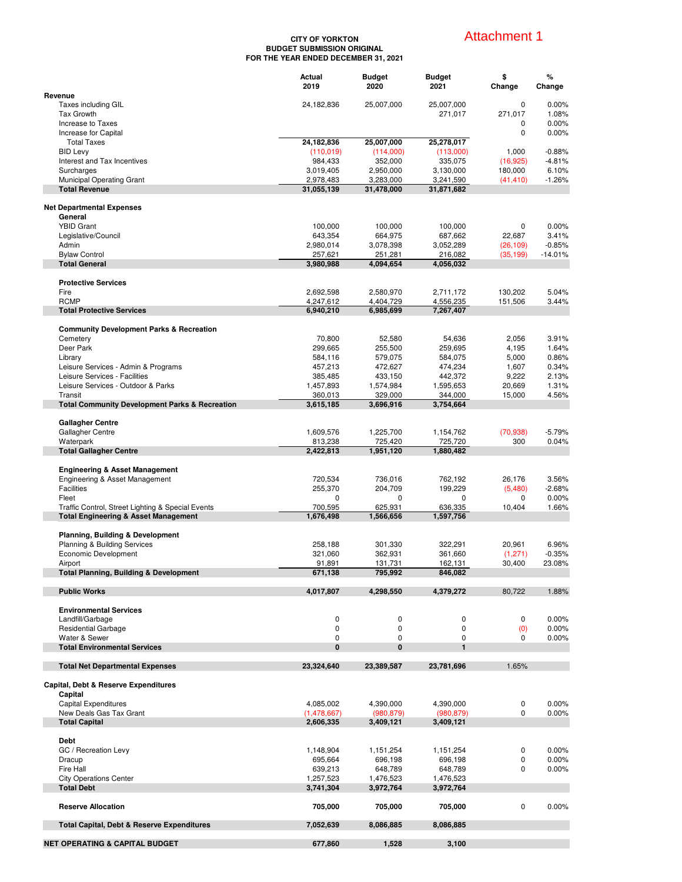Attachment 1

**CITY OF YORKTON**
**BUDGET SUBMISSION ORIGINAL**
**FOR THE YEAR ENDED DECEMBER 31, 2021**

| | Actual 2019 | Budget 2020 | Budget 2021 | $ Change | % Change |
|---|---|---|---|---|---|
| **Revenue** | | | | | |
| Taxes including GIL | 24,182,836 | 25,007,000 | 25,007,000 | 0 | 0.00% |
| Tax Growth | | | 271,017 | 271,017 | 1.08% |
| Increase to Taxes | | | | 0 | 0.00% |
| Increase for Capital | | | | 0 | 0.00% |
| Total Taxes | **24,182,836** | **25,007,000** | **25,278,017** | | |
| BID Levy | (110,019) | (114,000) | (113,000) | 1,000 | -0.88% |
| Interest and Tax Incentives | 984,433 | 352,000 | 335,075 | (16,925) | -4.81% |
| Surcharges | 3,019,405 | 2,950,000 | 3,130,000 | 180,000 | 6.10% |
| Municipal Operating Grant | 2,978,483 | 3,283,000 | 3,241,590 | (41,410) | -1.26% |
| **Total Revenue** | **31,055,139** | **31,478,000** | **31,871,682** | | |
| **Net Departmental Expenses** | | | | | |
| **General** | | | | | |
| YBID Grant | 100,000 | 100,000 | 100,000 | 0 | 0.00% |
| Legislative/Council | 643,354 | 664,975 | 687,662 | 22,687 | 3.41% |
| Admin | 2,980,014 | 3,078,398 | 3,052,289 | (26,109) | -0.85% |
| Bylaw Control | 257,621 | 251,281 | 216,082 | (35,199) | -14.01% |
| **Total General** | **3,980,988** | **4,094,654** | **4,056,032** | | |
| **Protective Services** | | | | | |
| Fire | 2,692,598 | 2,580,970 | 2,711,172 | 130,202 | 5.04% |
| RCMP | 4,247,612 | 4,404,729 | 4,556,235 | 151,506 | 3.44% |
| **Total Protective Services** | **6,940,210** | **6,985,699** | **7,267,407** | | |
| **Community Development Parks & Recreation** | | | | | |
| Cemetery | 70,800 | 52,580 | 54,636 | 2,056 | 3.91% |
| Deer Park | 299,665 | 255,500 | 259,695 | 4,195 | 1.64% |
| Library | 584,116 | 579,075 | 584,075 | 5,000 | 0.86% |
| Leisure Services - Admin & Programs | 457,213 | 472,627 | 474,234 | 1,607 | 0.34% |
| Leisure Services - Facilities | 385,485 | 433,150 | 442,372 | 9,222 | 2.13% |
| Leisure Services - Outdoor & Parks | 1,457,893 | 1,574,984 | 1,595,653 | 20,669 | 1.31% |
| Transit | 360,013 | 329,000 | 344,000 | 15,000 | 4.56% |
| **Total Community Development Parks & Recreation** | **3,615,185** | **3,696,916** | **3,754,664** | | |
| **Gallagher Centre** | | | | | |
| Gallagher Centre | 1,609,576 | 1,225,700 | 1,154,762 | (70,938) | -5.79% |
| Waterpark | 813,238 | 725,420 | 725,720 | 300 | 0.04% |
| **Total Gallagher Centre** | **2,422,813** | **1,951,120** | **1,880,482** | | |
| **Engineering & Asset Management** | | | | | |
| Engineering & Asset Management | 720,534 | 736,016 | 762,192 | 26,176 | 3.56% |
| Facilities | 255,370 | 204,709 | 199,229 | (5,480) | -2.68% |
| Fleet | 0 | 0 | 0 | 0 | 0.00% |
| Traffic Control, Street Lighting & Special Events | 700,595 | 625,931 | 636,335 | 10,404 | 1.66% |
| **Total Engineering & Asset Management** | **1,676,498** | **1,566,656** | **1,597,756** | | |
| **Planning, Building & Development** | | | | | |
| Planning & Building Services | 258,188 | 301,330 | 322,291 | 20,961 | 6.96% |
| Economic Development | 321,060 | 362,931 | 361,660 | (1,271) | -0.35% |
| Airport | 91,891 | 131,731 | 162,131 | 30,400 | 23.08% |
| **Total Planning, Building & Development** | **671,138** | **795,992** | **846,082** | | |
| **Public Works** | **4,017,807** | **4,298,550** | **4,379,272** | 80,722 | 1.88% |
| **Environmental Services** | | | | | |
| Landfill/Garbage | 0 | 0 | 0 | 0 | 0.00% |
| Residential Garbage | 0 | 0 | 0 | (0) | 0.00% |
| Water & Sewer | 0 | 0 | 0 | 0 | 0.00% |
| **Total Environmental Services** | **0** | **0** | **1** | | |
| **Total Net Departmental Expenses** | **23,324,640** | **23,389,587** | **23,781,696** | 1.65% | |
| **Capital, Debt & Reserve Expenditures** | | | | | |
| **Capital** | | | | | |
| Capital Expenditures | 4,085,002 | 4,390,000 | 4,390,000 | 0 | 0.00% |
| New Deals Gas Tax Grant | (1,478,667) | (980,879) | (980,879) | 0 | 0.00% |
| **Total Capital** | **2,606,335** | **3,409,121** | **3,409,121** | | |
| **Debt** | | | | | |
| GC / Recreation Levy | 1,148,904 | 1,151,254 | 1,151,254 | 0 | 0.00% |
| Dracup | 695,664 | 696,198 | 696,198 | 0 | 0.00% |
| Fire Hall | 639,213 | 648,789 | 648,789 | 0 | 0.00% |
| City Operations Center | 1,257,523 | 1,476,523 | 1,476,523 | | |
| **Total Debt** | **3,741,304** | **3,972,764** | **3,972,764** | | |
| **Reserve Allocation** | **705,000** | **705,000** | **705,000** | 0 | 0.00% |
| **Total Capital, Debt & Reserve Expenditures** | **7,052,639** | **8,086,885** | **8,086,885** | | |
| **NET OPERATING & CAPITAL BUDGET** | **677,860** | **1,528** | **3,100** | | |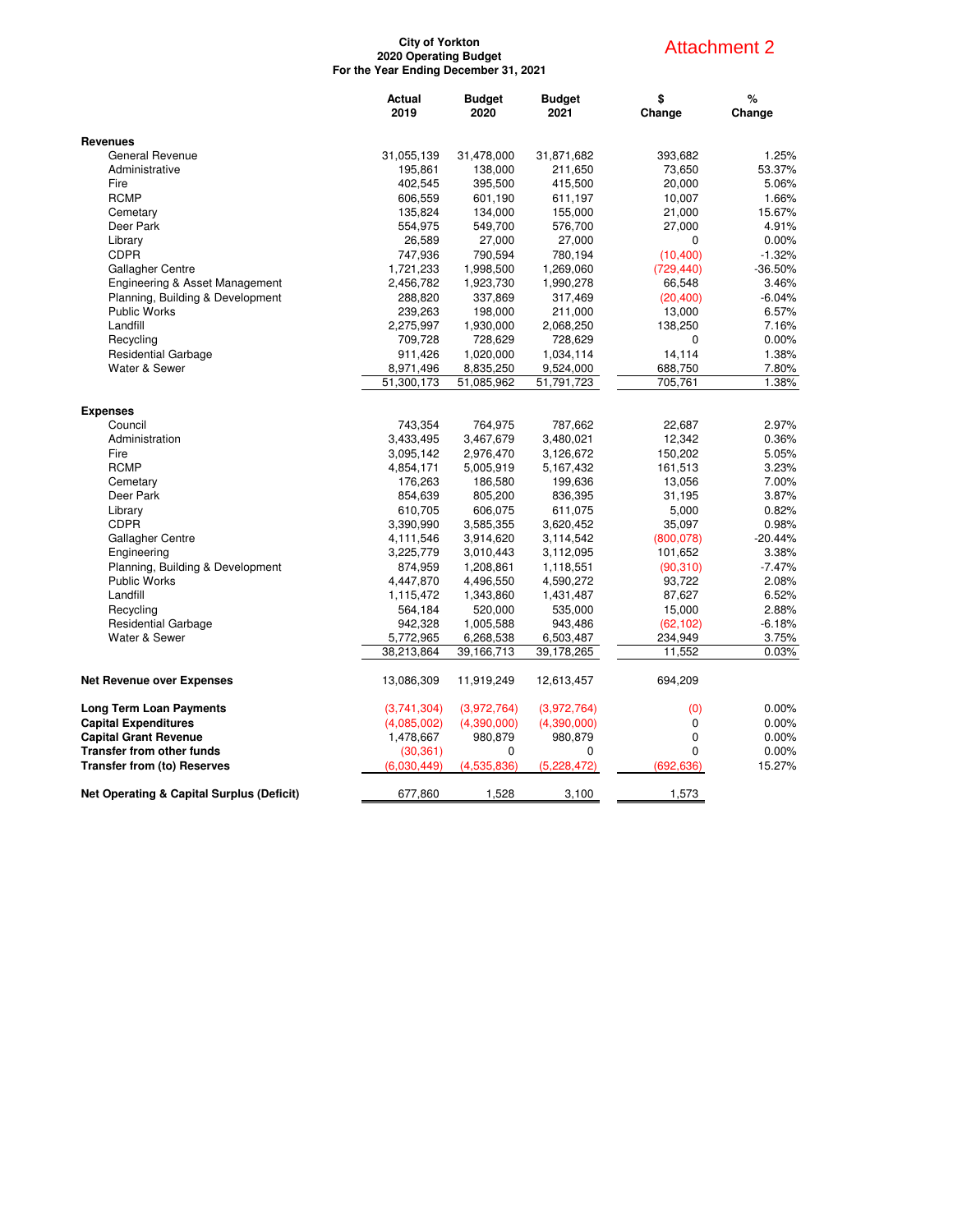Attachment 2

**City of Yorkton**
**2020 Operating Budget**
**For the Year Ending December 31, 2021**

| | Actual 2019 | Budget 2020 | Budget 2021 | $ Change | % Change |
|---|---|---|---|---|---|
| **Revenues** | | | | | |
| General Revenue | 31,055,139 | 31,478,000 | 31,871,682 | 393,682 | 1.25% |
| Administrative | 195,861 | 138,000 | 211,650 | 73,650 | 53.37% |
| Fire | 402,545 | 395,500 | 415,500 | 20,000 | 5.06% |
| RCMP | 606,559 | 601,190 | 611,197 | 10,007 | 1.66% |
| Cemetary | 135,824 | 134,000 | 155,000 | 21,000 | 15.67% |
| Deer Park | 554,975 | 549,700 | 576,700 | 27,000 | 4.91% |
| Library | 26,589 | 27,000 | 27,000 | 0 | 0.00% |
| CDPR | 747,936 | 790,594 | 780,194 | (10,400) | -1.32% |
| Gallagher Centre | 1,721,233 | 1,998,500 | 1,269,060 | (729,440) | -36.50% |
| Engineering & Asset Management | 2,456,782 | 1,923,730 | 1,990,278 | 66,548 | 3.46% |
| Planning, Building & Development | 288,820 | 337,869 | 317,469 | (20,400) | -6.04% |
| Public Works | 239,263 | 198,000 | 211,000 | 13,000 | 6.57% |
| Landfill | 2,275,997 | 1,930,000 | 2,068,250 | 138,250 | 7.16% |
| Recycling | 709,728 | 728,629 | 728,629 | 0 | 0.00% |
| Residential Garbage | 911,426 | 1,020,000 | 1,034,114 | 14,114 | 1.38% |
| Water & Sewer | 8,971,496 | 8,835,250 | 9,524,000 | 688,750 | 7.80% |
| | 51,300,173 | 51,085,962 | 51,791,723 | 705,761 | 1.38% |
| **Expenses** | | | | | |
| Council | 743,354 | 764,975 | 787,662 | 22,687 | 2.97% |
| Administration | 3,433,495 | 3,467,679 | 3,480,021 | 12,342 | 0.36% |
| Fire | 3,095,142 | 2,976,470 | 3,126,672 | 150,202 | 5.05% |
| RCMP | 4,854,171 | 5,005,919 | 5,167,432 | 161,513 | 3.23% |
| Cemetary | 176,263 | 186,580 | 199,636 | 13,056 | 7.00% |
| Deer Park | 854,639 | 805,200 | 836,395 | 31,195 | 3.87% |
| Library | 610,705 | 606,075 | 611,075 | 5,000 | 0.82% |
| CDPR | 3,390,990 | 3,585,355 | 3,620,452 | 35,097 | 0.98% |
| Gallagher Centre | 4,111,546 | 3,914,620 | 3,114,542 | (800,078) | -20.44% |
| Engineering | 3,225,779 | 3,010,443 | 3,112,095 | 101,652 | 3.38% |
| Planning, Building & Development | 874,959 | 1,208,861 | 1,118,551 | (90,310) | -7.47% |
| Public Works | 4,447,870 | 4,496,550 | 4,590,272 | 93,722 | 2.08% |
| Landfill | 1,115,472 | 1,343,860 | 1,431,487 | 87,627 | 6.52% |
| Recycling | 564,184 | 520,000 | 535,000 | 15,000 | 2.88% |
| Residential Garbage | 942,328 | 1,005,588 | 943,486 | (62,102) | -6.18% |
| Water & Sewer | 5,772,965 | 6,268,538 | 6,503,487 | 234,949 | 3.75% |
| | 38,213,864 | 39,166,713 | 39,178,265 | 11,552 | 0.03% |
| **Net Revenue over Expenses** | 13,086,309 | 11,919,249 | 12,613,457 | 694,209 | |
| **Long Term Loan Payments** | (3,741,304) | (3,972,764) | (3,972,764) | (0) | 0.00% |
| **Capital Expenditures** | (4,085,002) | (4,390,000) | (4,390,000) | 0 | 0.00% |
| **Capital Grant Revenue** | 1,478,667 | 980,879 | 980,879 | 0 | 0.00% |
| **Transfer from other funds** | (30,361) | 0 | 0 | 0 | 0.00% |
| **Transfer from (to) Reserves** | (6,030,449) | (4,535,836) | (5,228,472) | (692,636) | 15.27% |
| **Net Operating & Capital Surplus (Deficit)** | 677,860 | 1,528 | 3,100 | 1,573 | |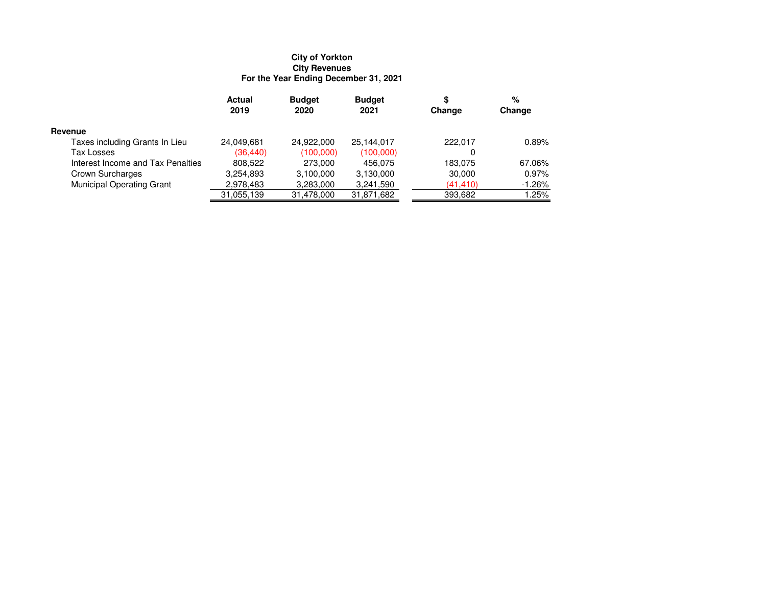**City of Yorkton**
**City Revenues**
**For the Year Ending December 31, 2021**

| | Actual 2019 | Budget 2020 | Budget 2021 | $ Change | % Change |
|---|---|---|---|---|---|
| **Revenue** | | | | | |
| Taxes including Grants In Lieu | 24,049,681 | 24,922,000 | 25,144,017 | 222,017 | 0.89% |
| Tax Losses | (36,440) | (100,000) | (100,000) | 0 | |
| Interest Income and Tax Penalties | 808,522 | 273,000 | 456,075 | 183,075 | 67.06% |
| Crown Surcharges | 3,254,893 | 3,100,000 | 3,130,000 | 30,000 | 0.97% |
| Municipal Operating Grant | 2,978,483 | 3,283,000 | 3,241,590 | (41,410) | -1.26% |
| | 31,055,139 | 31,478,000 | 31,871,682 | 393,682 | 1.25% |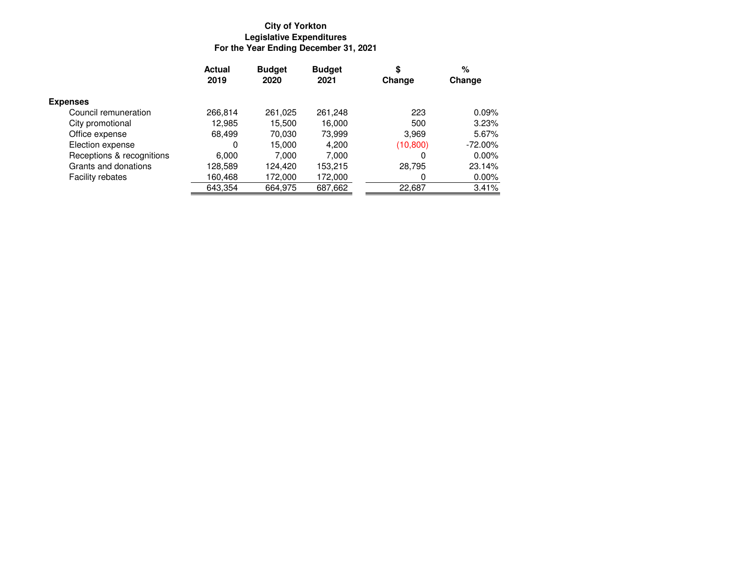**City of Yorkton**
**Legislative Expenditures**
**For the Year Ending December 31, 2021**

| | Actual 2019 | Budget 2020 | Budget 2021 | $ Change | % Change |
|---|---|---|---|---|---|
| **Expenses** | | | | | |
| Council remuneration | 266,814 | 261,025 | 261,248 | 223 | 0.09% |
| City promotional | 12,985 | 15,500 | 16,000 | 500 | 3.23% |
| Office expense | 68,499 | 70,030 | 73,999 | 3,969 | 5.67% |
| Election expense | 0 | 15,000 | 4,200 | (10,800) | -72.00% |
| Receptions & recognitions | 6,000 | 7,000 | 7,000 | 0 | 0.00% |
| Grants and donations | 128,589 | 124,420 | 153,215 | 28,795 | 23.14% |
| Facility rebates | 160,468 | 172,000 | 172,000 | 0 | 0.00% |
| | 643,354 | 664,975 | 687,662 | 22,687 | 3.41% |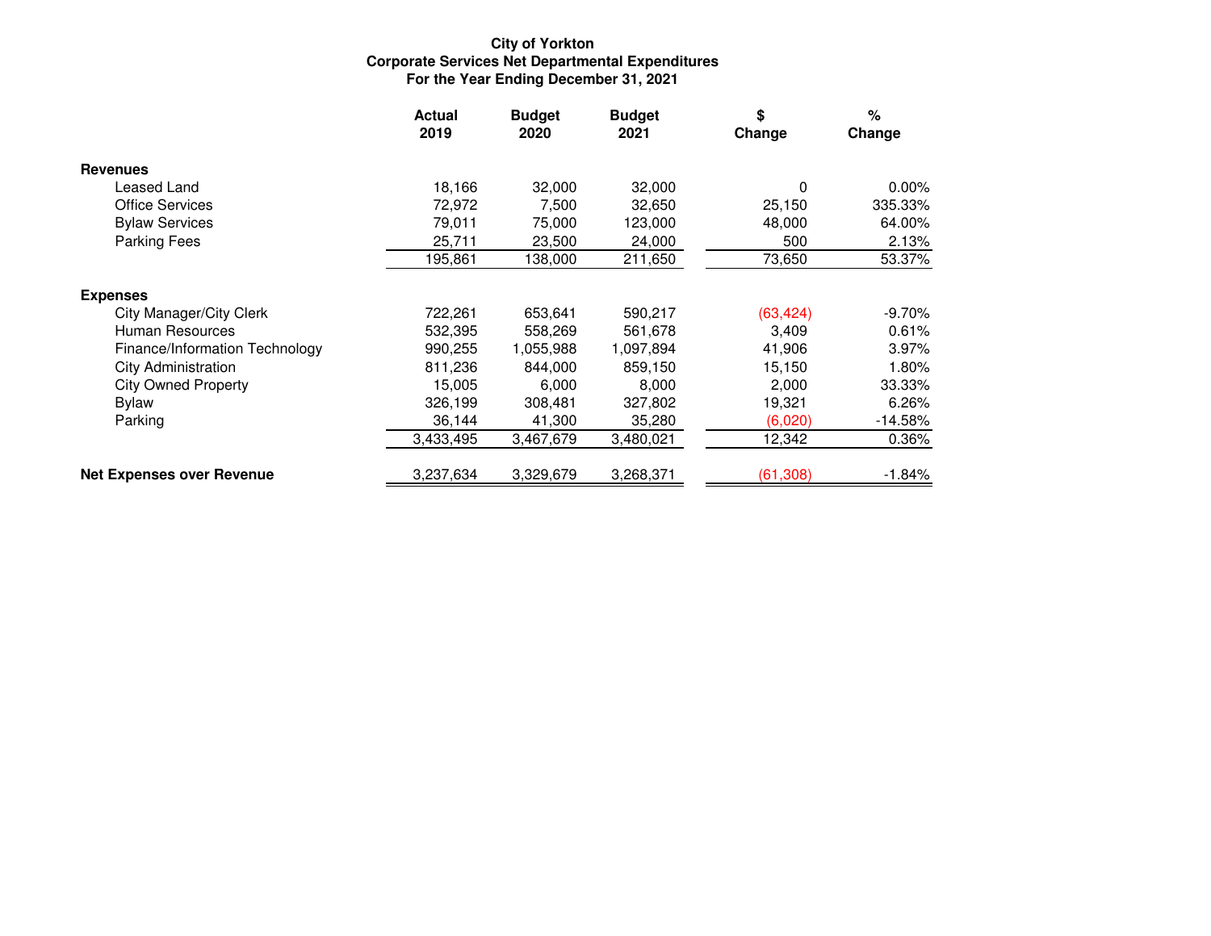**City of Yorkton**
**Corporate Services Net Departmental Expenditures**
**For the Year Ending December 31, 2021**

| | Actual 2019 | Budget 2020 | Budget 2021 | $ Change | % Change |
|---|---|---|---|---|---|
| **Revenues** | | | | | |
| Leased Land | 18,166 | 32,000 | 32,000 | 0 | 0.00% |
| Office Services | 72,972 | 7,500 | 32,650 | 25,150 | 335.33% |
| Bylaw Services | 79,011 | 75,000 | 123,000 | 48,000 | 64.00% |
| Parking Fees | 25,711 | 23,500 | 24,000 | 500 | 2.13% |
| | 195,861 | 138,000 | 211,650 | 73,650 | 53.37% |
| **Expenses** | | | | | |
| City Manager/City Clerk | 722,261 | 653,641 | 590,217 | (63,424) | -9.70% |
| Human Resources | 532,395 | 558,269 | 561,678 | 3,409 | 0.61% |
| Finance/Information Technology | 990,255 | 1,055,988 | 1,097,894 | 41,906 | 3.97% |
| City Administration | 811,236 | 844,000 | 859,150 | 15,150 | 1.80% |
| City Owned Property | 15,005 | 6,000 | 8,000 | 2,000 | 33.33% |
| Bylaw | 326,199 | 308,481 | 327,802 | 19,321 | 6.26% |
| Parking | 36,144 | 41,300 | 35,280 | (6,020) | -14.58% |
| | 3,433,495 | 3,467,679 | 3,480,021 | 12,342 | 0.36% |
| **Net Expenses over Revenue** | 3,237,634 | 3,329,679 | 3,268,371 | (61,308) | -1.84% |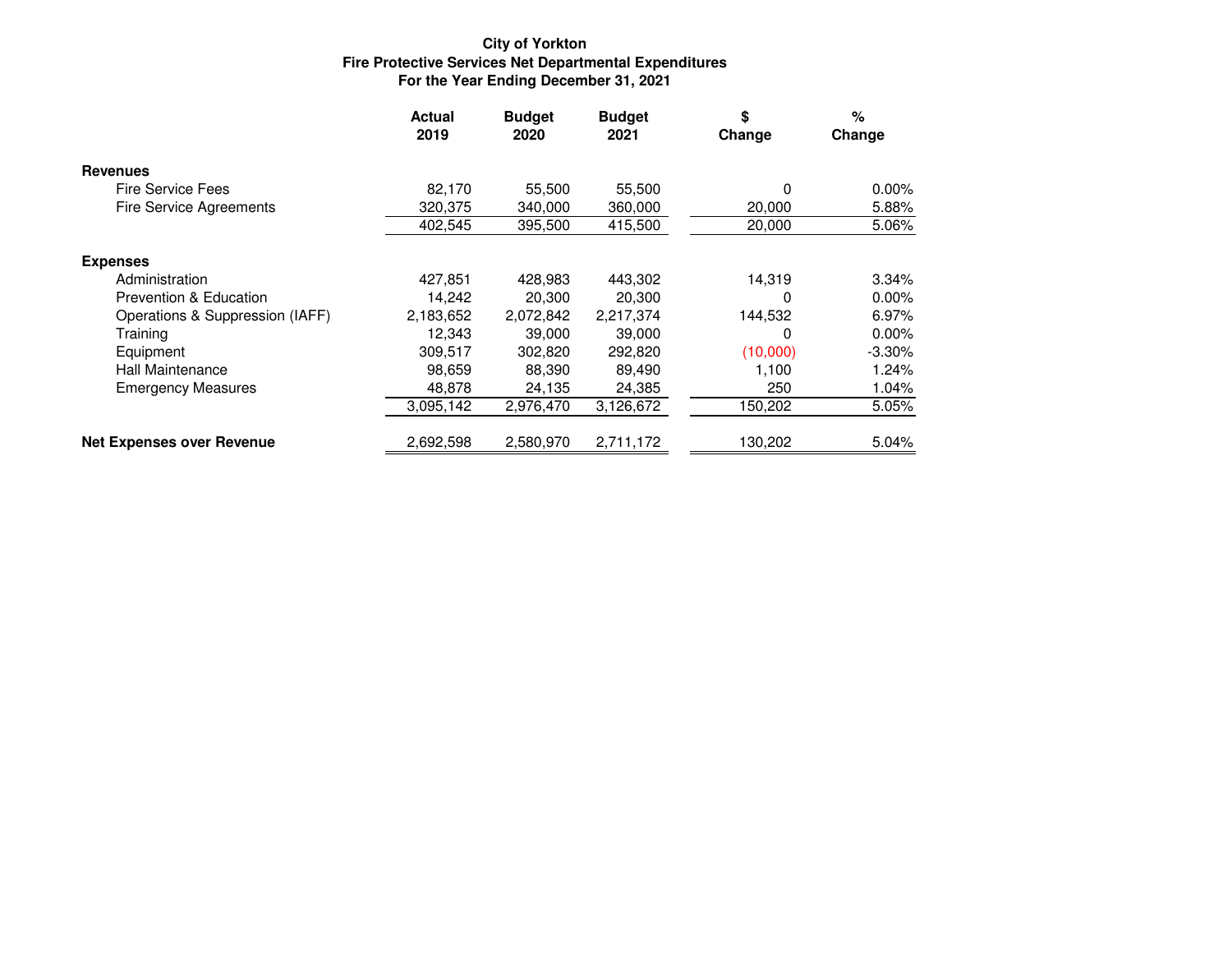**City of Yorkton**
**Fire Protective Services Net Departmental Expenditures**
**For the Year Ending December 31, 2021**

| | Actual 2019 | Budget 2020 | Budget 2021 | $ Change | % Change |
|---|---|---|---|---|---|
| **Revenues** | | | | | |
| Fire Service Fees | 82,170 | 55,500 | 55,500 | 0 | 0.00% |
| Fire Service Agreements | 320,375 | 340,000 | 360,000 | 20,000 | 5.88% |
| | 402,545 | 395,500 | 415,500 | 20,000 | 5.06% |
| **Expenses** | | | | | |
| Administration | 427,851 | 428,983 | 443,302 | 14,319 | 3.34% |
| Prevention & Education | 14,242 | 20,300 | 20,300 | 0 | 0.00% |
| Operations & Suppression (IAFF) | 2,183,652 | 2,072,842 | 2,217,374 | 144,532 | 6.97% |
| Training | 12,343 | 39,000 | 39,000 | 0 | 0.00% |
| Equipment | 309,517 | 302,820 | 292,820 | (10,000) | -3.30% |
| Hall Maintenance | 98,659 | 88,390 | 89,490 | 1,100 | 1.24% |
| Emergency Measures | 48,878 | 24,135 | 24,385 | 250 | 1.04% |
| | 3,095,142 | 2,976,470 | 3,126,672 | 150,202 | 5.05% |
| **Net Expenses over Revenue** | 2,692,598 | 2,580,970 | 2,711,172 | 130,202 | 5.04% |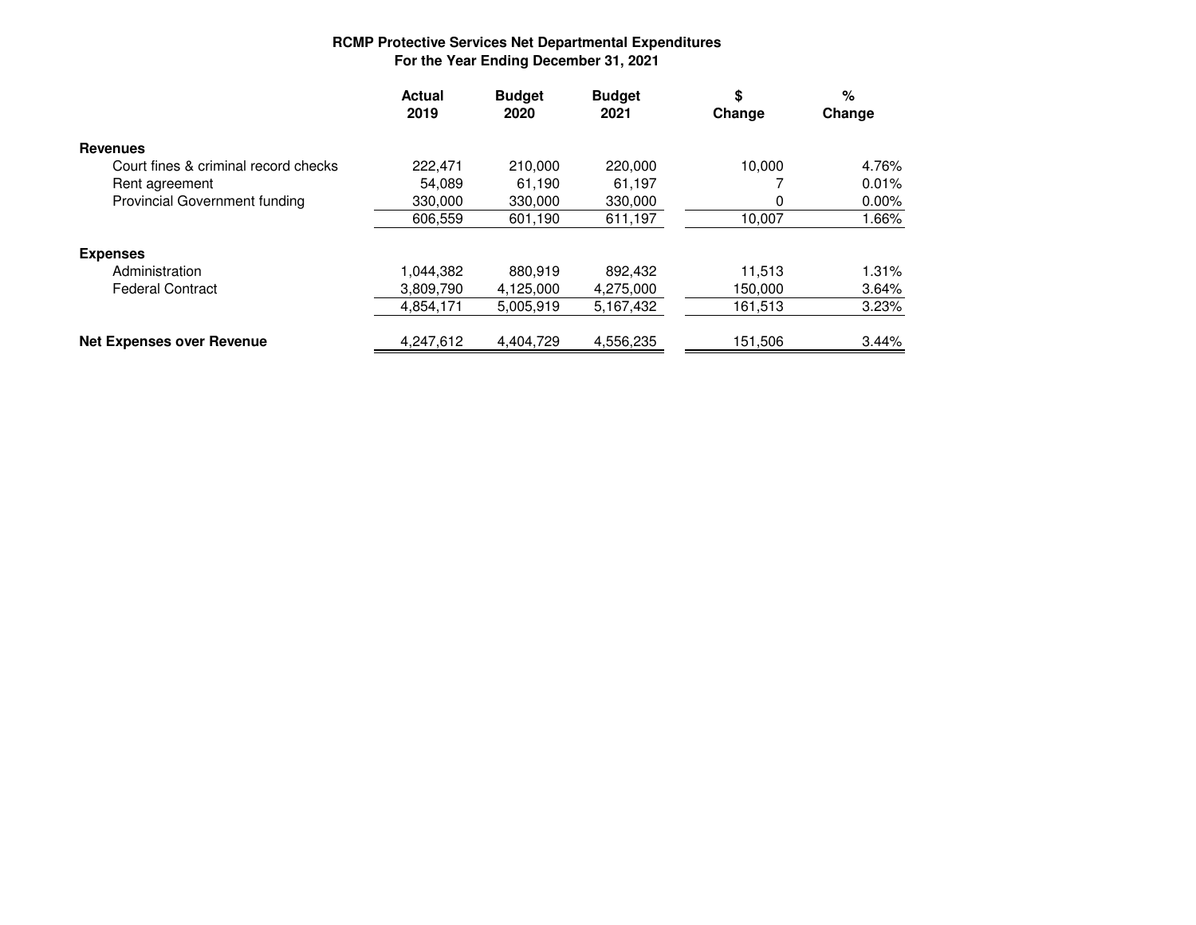**RCMP Protective Services Net Departmental Expenditures**
**For the Year Ending December 31, 2021**

| | Actual 2019 | Budget 2020 | Budget 2021 | $ Change | % Change |
|---|---|---|---|---|---|
| **Revenues** | | | | | |
| Court fines & criminal record checks | 222,471 | 210,000 | 220,000 | 10,000 | 4.76% |
| Rent agreement | 54,089 | 61,190 | 61,197 | 7 | 0.01% |
| Provincial Government funding | 330,000 | 330,000 | 330,000 | 0 | 0.00% |
| | 606,559 | 601,190 | 611,197 | 10,007 | 1.66% |
| **Expenses** | | | | | |
| Administration | 1,044,382 | 880,919 | 892,432 | 11,513 | 1.31% |
| Federal Contract | 3,809,790 | 4,125,000 | 4,275,000 | 150,000 | 3.64% |
| | 4,854,171 | 5,005,919 | 5,167,432 | 161,513 | 3.23% |
| **Net Expenses over Revenue** | 4,247,612 | 4,404,729 | 4,556,235 | 151,506 | 3.44% |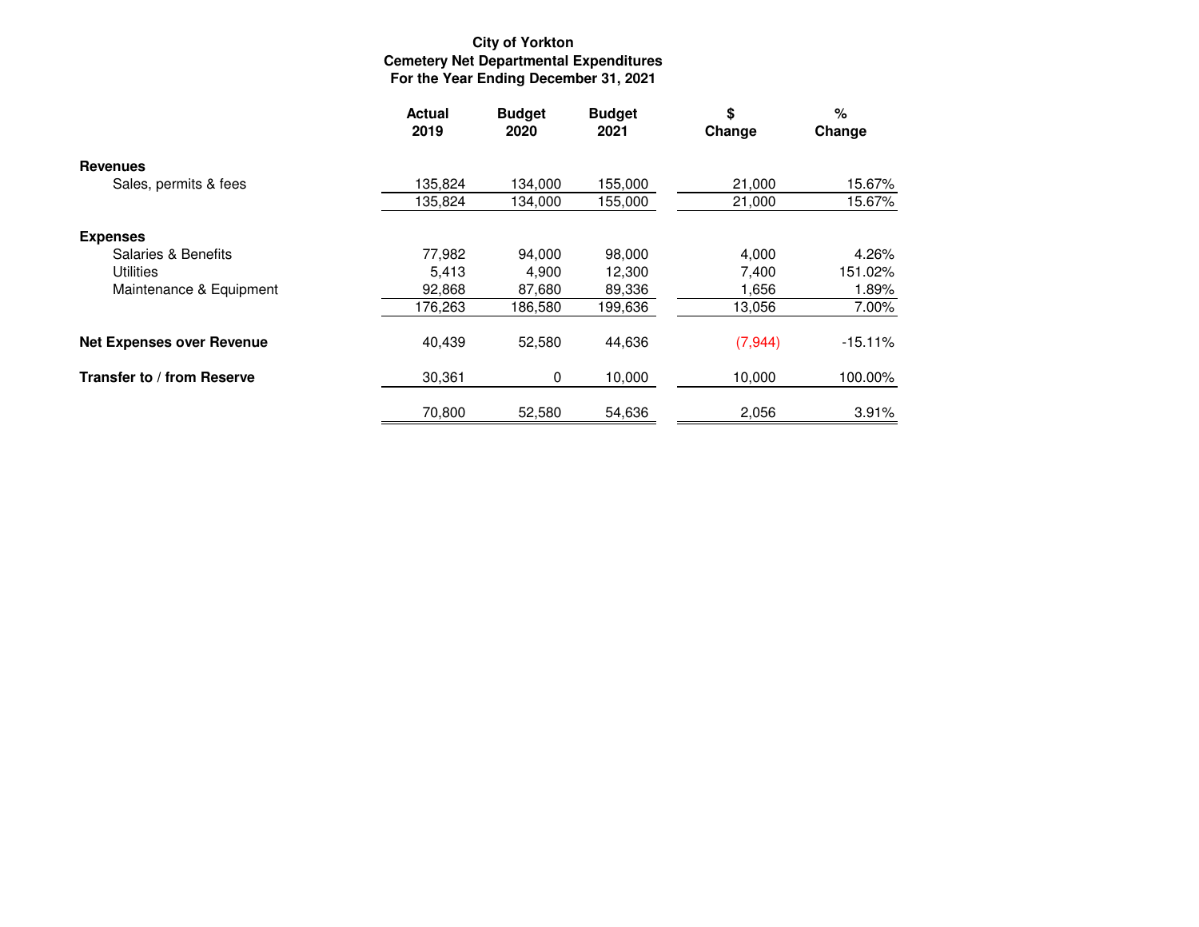**City of Yorkton**
**Cemetery Net Departmental Expenditures**
**For the Year Ending December 31, 2021**

| | Actual 2019 | Budget 2020 | Budget 2021 | $ Change | % Change |
|---|---|---|---|---|---|
| **Revenues** | | | | | |
| Sales, permits & fees | 135,824 | 134,000 | 155,000 | 21,000 | 15.67% |
| | 135,824 | 134,000 | 155,000 | 21,000 | 15.67% |
| **Expenses** | | | | | |
| Salaries & Benefits | 77,982 | 94,000 | 98,000 | 4,000 | 4.26% |
| Utilities | 5,413 | 4,900 | 12,300 | 7,400 | 151.02% |
| Maintenance & Equipment | 92,868 | 87,680 | 89,336 | 1,656 | 1.89% |
| | 176,263 | 186,580 | 199,636 | 13,056 | 7.00% |
| **Net Expenses over Revenue** | 40,439 | 52,580 | 44,636 | (7,944) | -15.11% |
| **Transfer to / from Reserve** | 30,361 | 0 | 10,000 | 10,000 | 100.00% |
| | 70,800 | 52,580 | 54,636 | 2,056 | 3.91% |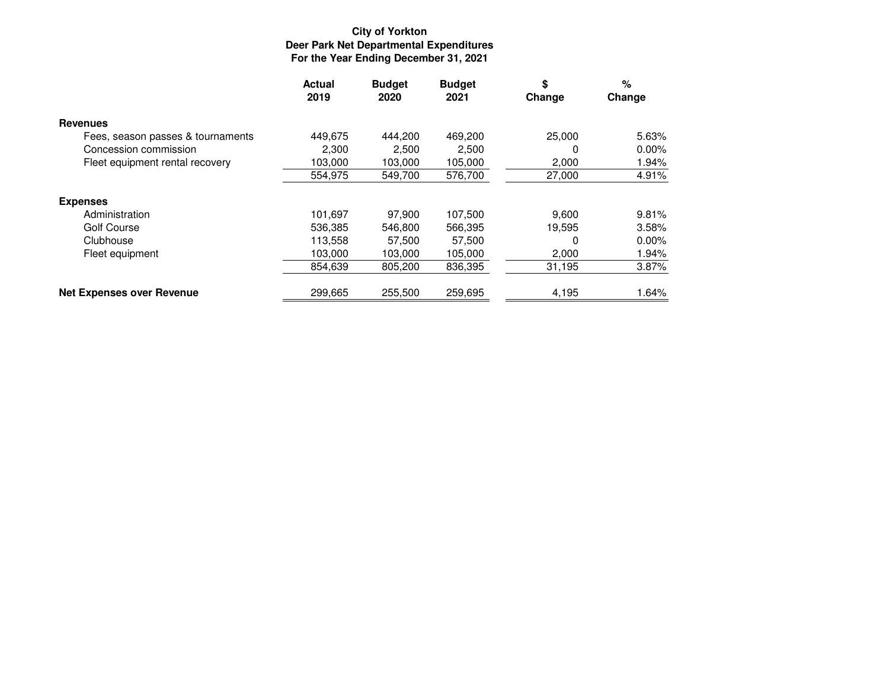**City of Yorkton**
**Deer Park Net Departmental Expenditures**
**For the Year Ending December 31, 2021**

| | Actual 2019 | Budget 2020 | Budget 2021 | $ Change | % Change |
|---|---|---|---|---|---|
| **Revenues** | | | | | |
| Fees, season passes & tournaments | 449,675 | 444,200 | 469,200 | 25,000 | 5.63% |
| Concession commission | 2,300 | 2,500 | 2,500 | 0 | 0.00% |
| Fleet equipment rental recovery | 103,000 | 103,000 | 105,000 | 2,000 | 1.94% |
| | 554,975 | 549,700 | 576,700 | 27,000 | 4.91% |
| **Expenses** | | | | | |
| Administration | 101,697 | 97,900 | 107,500 | 9,600 | 9.81% |
| Golf Course | 536,385 | 546,800 | 566,395 | 19,595 | 3.58% |
| Clubhouse | 113,558 | 57,500 | 57,500 | 0 | 0.00% |
| Fleet equipment | 103,000 | 103,000 | 105,000 | 2,000 | 1.94% |
| | 854,639 | 805,200 | 836,395 | 31,195 | 3.87% |
| **Net Expenses over Revenue** | 299,665 | 255,500 | 259,695 | 4,195 | 1.64% |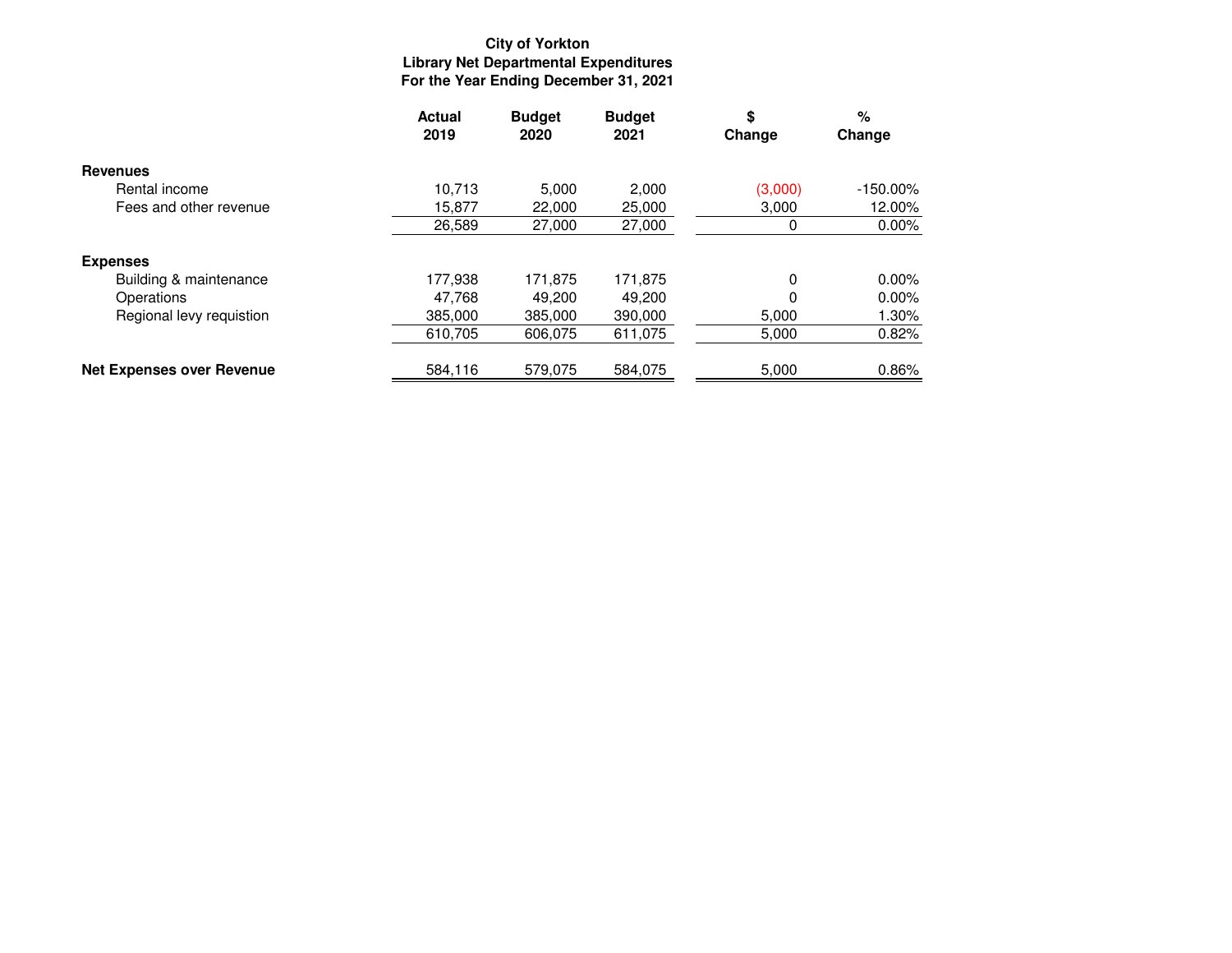**City of Yorkton**
**Library Net Departmental Expenditures**
**For the Year Ending December 31, 2021**

| | Actual 2019 | Budget 2020 | Budget 2021 | $ Change | % Change |
|---|---|---|---|---|---|
| **Revenues** | | | | | |
| Rental income | 10,713 | 5,000 | 2,000 | (3,000) | -150.00% |
| Fees and other revenue | 15,877 | 22,000 | 25,000 | 3,000 | 12.00% |
| | 26,589 | 27,000 | 27,000 | 0 | 0.00% |
| **Expenses** | | | | | |
| Building & maintenance | 177,938 | 171,875 | 171,875 | 0 | 0.00% |
| Operations | 47,768 | 49,200 | 49,200 | 0 | 0.00% |
| Regional levy requistion | 385,000 | 385,000 | 390,000 | 5,000 | 1.30% |
| | 610,705 | 606,075 | 611,075 | 5,000 | 0.82% |
| **Net Expenses over Revenue** | 584,116 | 579,075 | 584,075 | 5,000 | 0.86% |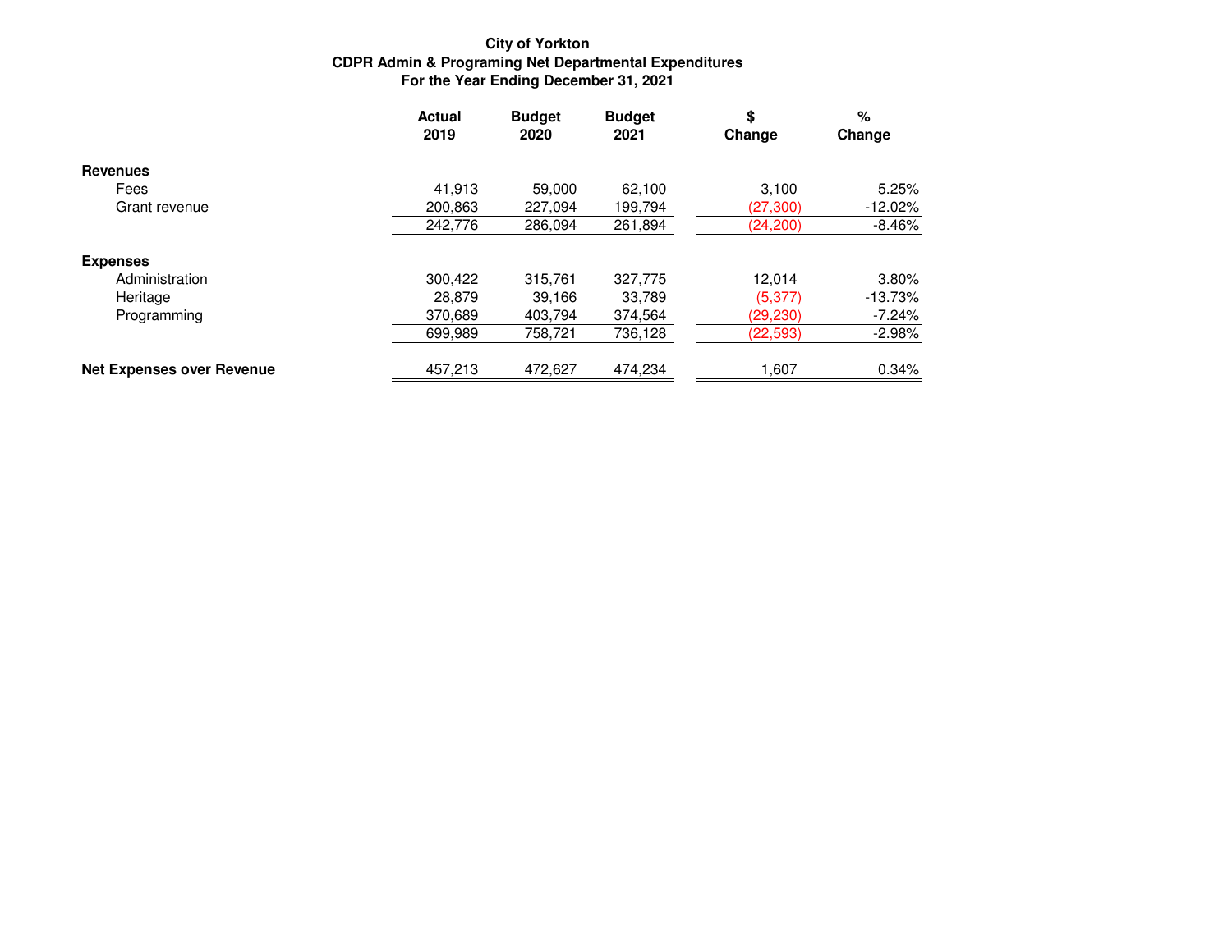**City of Yorkton**
**CDPR Admin & Programing Net Departmental Expenditures**
**For the Year Ending December 31, 2021**

| | Actual 2019 | Budget 2020 | Budget 2021 | $ Change | % Change |
|---|---|---|---|---|---|
| **Revenues** | | | | | |
| Fees | 41,913 | 59,000 | 62,100 | 3,100 | 5.25% |
| Grant revenue | 200,863 | 227,094 | 199,794 | (27,300) | -12.02% |
| | 242,776 | 286,094 | 261,894 | (24,200) | -8.46% |
| **Expenses** | | | | | |
| Administration | 300,422 | 315,761 | 327,775 | 12,014 | 3.80% |
| Heritage | 28,879 | 39,166 | 33,789 | (5,377) | -13.73% |
| Programming | 370,689 | 403,794 | 374,564 | (29,230) | -7.24% |
| | 699,989 | 758,721 | 736,128 | (22,593) | -2.98% |
| **Net Expenses over Revenue** | 457,213 | 472,627 | 474,234 | 1,607 | 0.34% |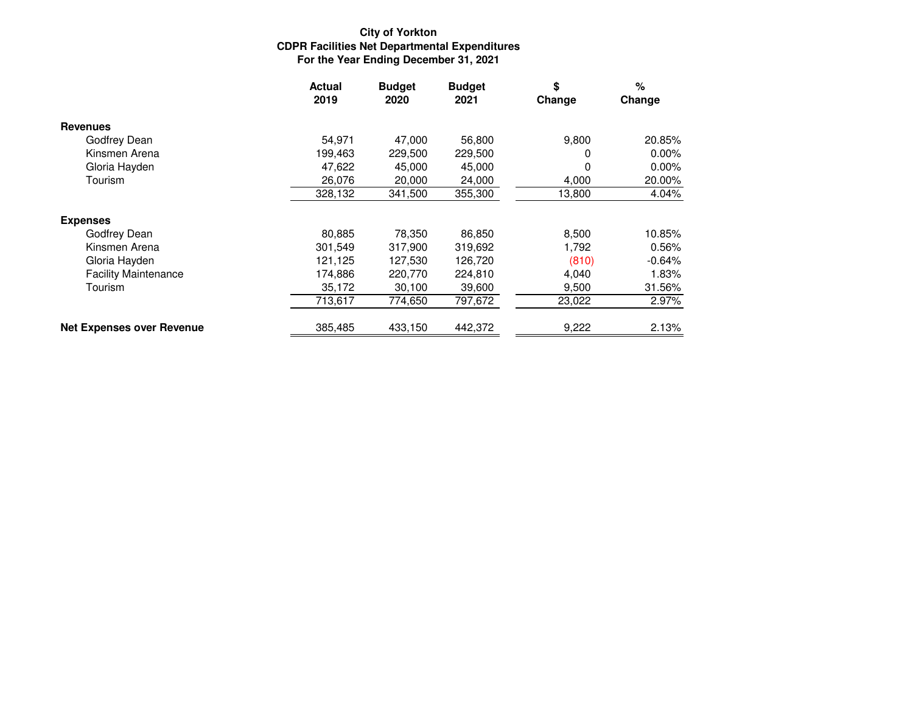**City of Yorkton**
**CDPR Facilities Net Departmental Expenditures**
**For the Year Ending December 31, 2021**

| | Actual 2019 | Budget 2020 | Budget 2021 | $ Change | % Change |
|---|---|---|---|---|---|
| **Revenues** | | | | | |
| Godfrey Dean | 54,971 | 47,000 | 56,800 | 9,800 | 20.85% |
| Kinsmen Arena | 199,463 | 229,500 | 229,500 | 0 | 0.00% |
| Gloria Hayden | 47,622 | 45,000 | 45,000 | 0 | 0.00% |
| Tourism | 26,076 | 20,000 | 24,000 | 4,000 | 20.00% |
| | 328,132 | 341,500 | 355,300 | 13,800 | 4.04% |
| **Expenses** | | | | | |
| Godfrey Dean | 80,885 | 78,350 | 86,850 | 8,500 | 10.85% |
| Kinsmen Arena | 301,549 | 317,900 | 319,692 | 1,792 | 0.56% |
| Gloria Hayden | 121,125 | 127,530 | 126,720 | (810) | -0.64% |
| Facility Maintenance | 174,886 | 220,770 | 224,810 | 4,040 | 1.83% |
| Tourism | 35,172 | 30,100 | 39,600 | 9,500 | 31.56% |
| | 713,617 | 774,650 | 797,672 | 23,022 | 2.97% |
| **Net Expenses over Revenue** | 385,485 | 433,150 | 442,372 | 9,222 | 2.13% |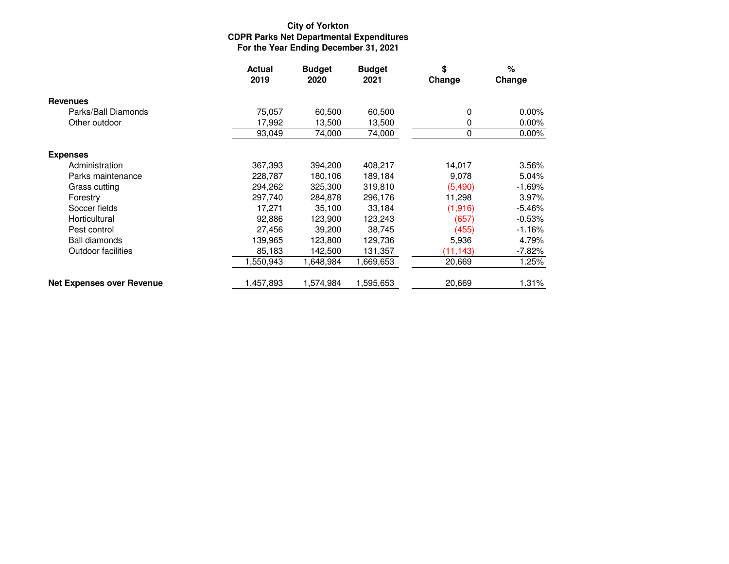**City of Yorkton**
**CDPR Parks Net Departmental Expenditures**
**For the Year Ending December 31, 2021**

| | Actual 2019 | Budget 2020 | Budget 2021 | $ Change | % Change |
|---|---|---|---|---|---|
| **Revenues** | | | | | |
| Parks/Ball Diamonds | 75,057 | 60,500 | 60,500 | 0 | 0.00% |
| Other outdoor | 17,992 | 13,500 | 13,500 | 0 | 0.00% |
| | 93,049 | 74,000 | 74,000 | 0 | 0.00% |
| **Expenses** | | | | | |
| Administration | 367,393 | 394,200 | 408,217 | 14,017 | 3.56% |
| Parks maintenance | 228,787 | 180,106 | 189,184 | 9,078 | 5.04% |
| Grass cutting | 294,262 | 325,300 | 319,810 | (5,490) | -1.69% |
| Forestry | 297,740 | 284,878 | 296,176 | 11,298 | 3.97% |
| Soccer fields | 17,271 | 35,100 | 33,184 | (1,916) | -5.46% |
| Horticultural | 92,886 | 123,900 | 123,243 | (657) | -0.53% |
| Pest control | 27,456 | 39,200 | 38,745 | (455) | -1.16% |
| Ball diamonds | 139,965 | 123,800 | 129,736 | 5,936 | 4.79% |
| Outdoor facilities | 85,183 | 142,500 | 131,357 | (11,143) | -7.82% |
| | 1,550,943 | 1,648,984 | 1,669,653 | 20,669 | 1.25% |
| **Net Expenses over Revenue** | 1,457,893 | 1,574,984 | 1,595,653 | 20,669 | 1.31% |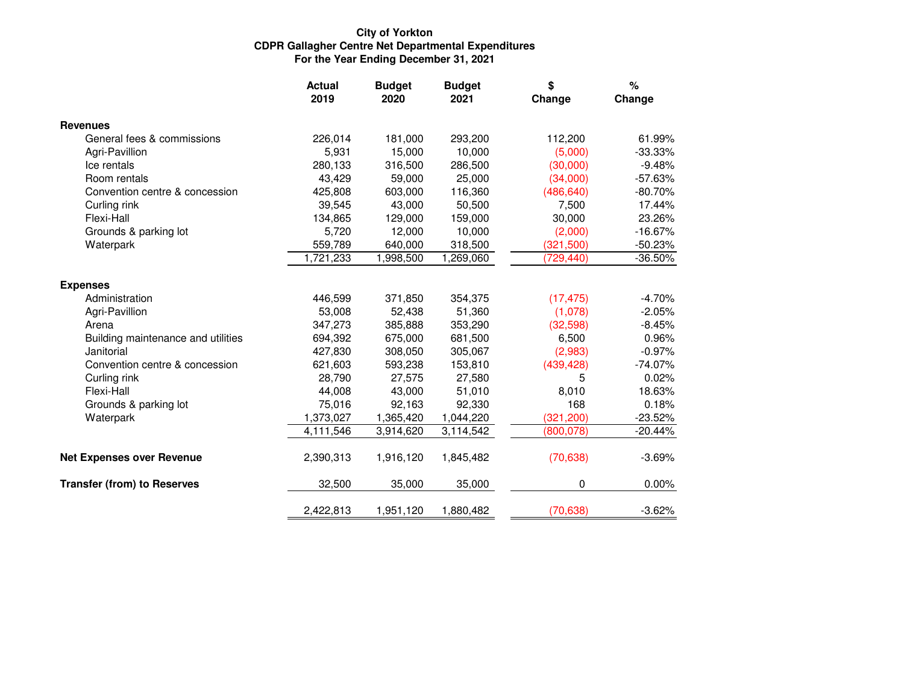**City of Yorkton**
**CDPR Gallagher Centre Net Departmental Expenditures**
**For the Year Ending December 31, 2021**

| | Actual 2019 | Budget 2020 | Budget 2021 | $ Change | % Change |
|---|---|---|---|---|---|
| **Revenues** | | | | | |
| General fees & commissions | 226,014 | 181,000 | 293,200 | 112,200 | 61.99% |
| Agri-Pavillion | 5,931 | 15,000 | 10,000 | (5,000) | -33.33% |
| Ice rentals | 280,133 | 316,500 | 286,500 | (30,000) | -9.48% |
| Room rentals | 43,429 | 59,000 | 25,000 | (34,000) | -57.63% |
| Convention centre & concession | 425,808 | 603,000 | 116,360 | (486,640) | -80.70% |
| Curling rink | 39,545 | 43,000 | 50,500 | 7,500 | 17.44% |
| Flexi-Hall | 134,865 | 129,000 | 159,000 | 30,000 | 23.26% |
| Grounds & parking lot | 5,720 | 12,000 | 10,000 | (2,000) | -16.67% |
| Waterpark | 559,789 | 640,000 | 318,500 | (321,500) | -50.23% |
| | 1,721,233 | 1,998,500 | 1,269,060 | (729,440) | -36.50% |
| **Expenses** | | | | | |
| Administration | 446,599 | 371,850 | 354,375 | (17,475) | -4.70% |
| Agri-Pavillion | 53,008 | 52,438 | 51,360 | (1,078) | -2.05% |
| Arena | 347,273 | 385,888 | 353,290 | (32,598) | -8.45% |
| Building maintenance and utilities | 694,392 | 675,000 | 681,500 | 6,500 | 0.96% |
| Janitorial | 427,830 | 308,050 | 305,067 | (2,983) | -0.97% |
| Convention centre & concession | 621,603 | 593,238 | 153,810 | (439,428) | -74.07% |
| Curling rink | 28,790 | 27,575 | 27,580 | 5 | 0.02% |
| Flexi-Hall | 44,008 | 43,000 | 51,010 | 8,010 | 18.63% |
| Grounds & parking lot | 75,016 | 92,163 | 92,330 | 168 | 0.18% |
| Waterpark | 1,373,027 | 1,365,420 | 1,044,220 | (321,200) | -23.52% |
| | 4,111,546 | 3,914,620 | 3,114,542 | (800,078) | -20.44% |
| **Net Expenses over Revenue** | 2,390,313 | 1,916,120 | 1,845,482 | (70,638) | -3.69% |
| **Transfer (from) to Reserves** | 32,500 | 35,000 | 35,000 | 0 | 0.00% |
| | 2,422,813 | 1,951,120 | 1,880,482 | (70,638) | -3.62% |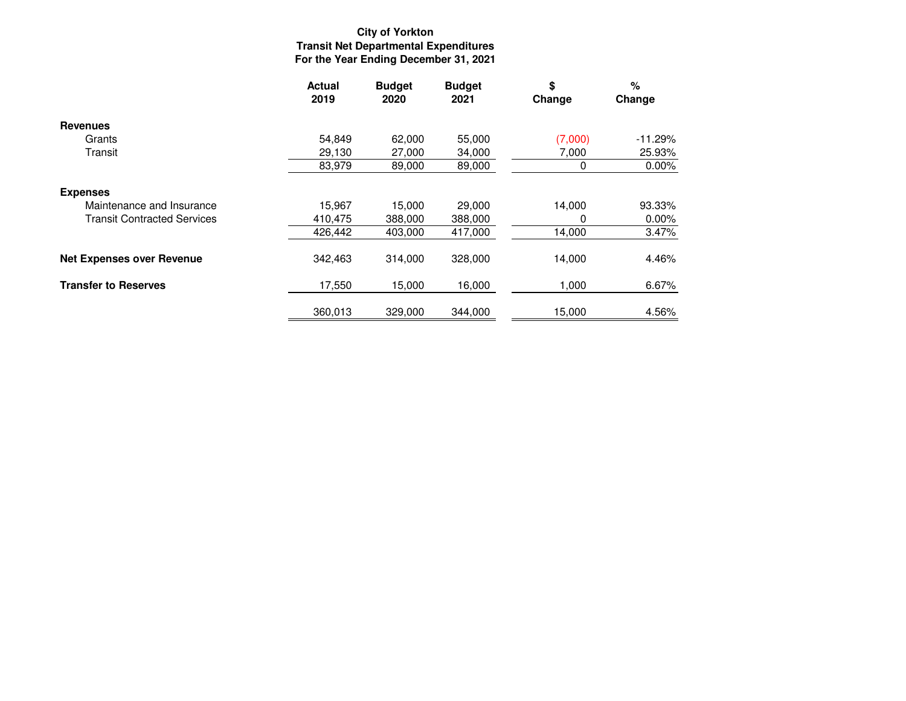**City of Yorkton**
**Transit Net Departmental Expenditures**
**For the Year Ending December 31, 2021**

| | Actual 2019 | Budget 2020 | Budget 2021 | $ Change | % Change |
|---|---|---|---|---|---|
| **Revenues** | | | | | |
| Grants | 54,849 | 62,000 | 55,000 | (7,000) | -11.29% |
| Transit | 29,130 | 27,000 | 34,000 | 7,000 | 25.93% |
| | 83,979 | 89,000 | 89,000 | 0 | 0.00% |
| **Expenses** | | | | | |
| Maintenance and Insurance | 15,967 | 15,000 | 29,000 | 14,000 | 93.33% |
| Transit Contracted Services | 410,475 | 388,000 | 388,000 | 0 | 0.00% |
| | 426,442 | 403,000 | 417,000 | 14,000 | 3.47% |
| **Net Expenses over Revenue** | 342,463 | 314,000 | 328,000 | 14,000 | 4.46% |
| **Transfer to Reserves** | 17,550 | 15,000 | 16,000 | 1,000 | 6.67% |
| | 360,013 | 329,000 | 344,000 | 15,000 | 4.56% |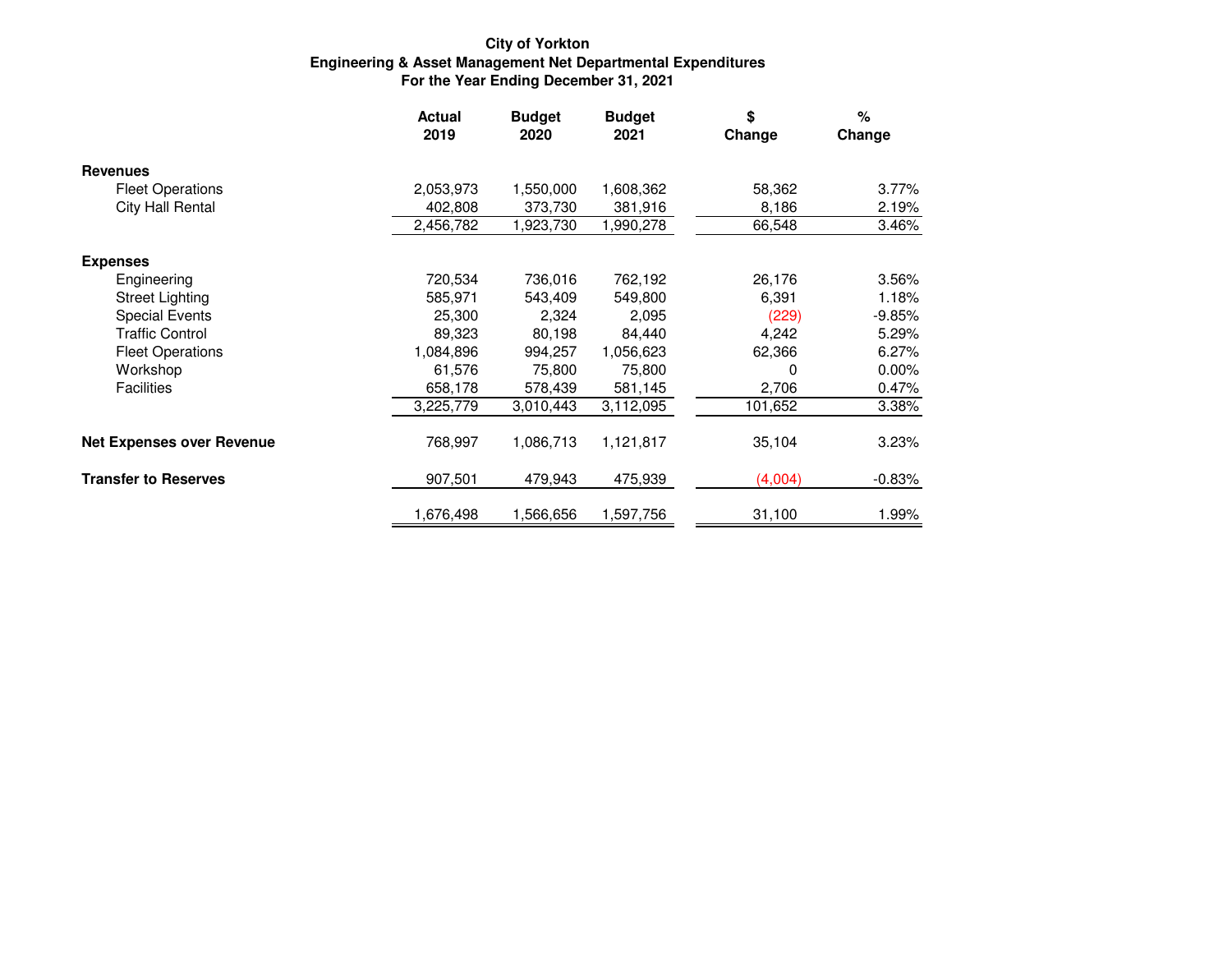**City of Yorkton**
**Engineering & Asset Management Net Departmental Expenditures**
**For the Year Ending December 31, 2021**

| | Actual 2019 | Budget 2020 | Budget 2021 | $ Change | % Change |
|---|---|---|---|---|---|
| **Revenues** | | | | | |
| Fleet Operations | 2,053,973 | 1,550,000 | 1,608,362 | 58,362 | 3.77% |
| City Hall Rental | 402,808 | 373,730 | 381,916 | 8,186 | 2.19% |
| | 2,456,782 | 1,923,730 | 1,990,278 | 66,548 | 3.46% |
| **Expenses** | | | | | |
| Engineering | 720,534 | 736,016 | 762,192 | 26,176 | 3.56% |
| Street Lighting | 585,971 | 543,409 | 549,800 | 6,391 | 1.18% |
| Special Events | 25,300 | 2,324 | 2,095 | (229) | -9.85% |
| Traffic Control | 89,323 | 80,198 | 84,440 | 4,242 | 5.29% |
| Fleet Operations | 1,084,896 | 994,257 | 1,056,623 | 62,366 | 6.27% |
| Workshop | 61,576 | 75,800 | 75,800 | 0 | 0.00% |
| Facilities | 658,178 | 578,439 | 581,145 | 2,706 | 0.47% |
| | 3,225,779 | 3,010,443 | 3,112,095 | 101,652 | 3.38% |
| **Net Expenses over Revenue** | 768,997 | 1,086,713 | 1,121,817 | 35,104 | 3.23% |
| **Transfer to Reserves** | 907,501 | 479,943 | 475,939 | (4,004) | -0.83% |
| | 1,676,498 | 1,566,656 | 1,597,756 | 31,100 | 1.99% |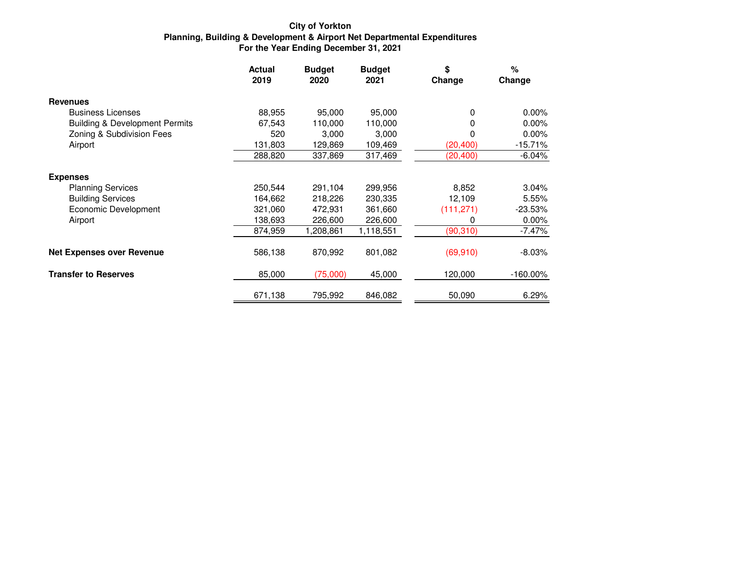**City of Yorkton**
**Planning, Building & Development & Airport Net Departmental Expenditures**
**For the Year Ending December 31, 2021**

| | Actual 2019 | Budget 2020 | Budget 2021 | $ Change | % Change |
|---|---|---|---|---|---|
| **Revenues** | | | | | |
| Business Licenses | 88,955 | 95,000 | 95,000 | 0 | 0.00% |
| Building & Development Permits | 67,543 | 110,000 | 110,000 | 0 | 0.00% |
| Zoning & Subdivision Fees | 520 | 3,000 | 3,000 | 0 | 0.00% |
| Airport | 131,803 | 129,869 | 109,469 | (20,400) | -15.71% |
| | 288,820 | 337,869 | 317,469 | (20,400) | -6.04% |
| **Expenses** | | | | | |
| Planning Services | 250,544 | 291,104 | 299,956 | 8,852 | 3.04% |
| Building Services | 164,662 | 218,226 | 230,335 | 12,109 | 5.55% |
| Economic Development | 321,060 | 472,931 | 361,660 | (111,271) | -23.53% |
| Airport | 138,693 | 226,600 | 226,600 | 0 | 0.00% |
| | 874,959 | 1,208,861 | 1,118,551 | (90,310) | -7.47% |
| **Net Expenses over Revenue** | 586,138 | 870,992 | 801,082 | (69,910) | -8.03% |
| **Transfer to Reserves** | 85,000 | (75,000) | 45,000 | 120,000 | -160.00% |
| | 671,138 | 795,992 | 846,082 | 50,090 | 6.29% |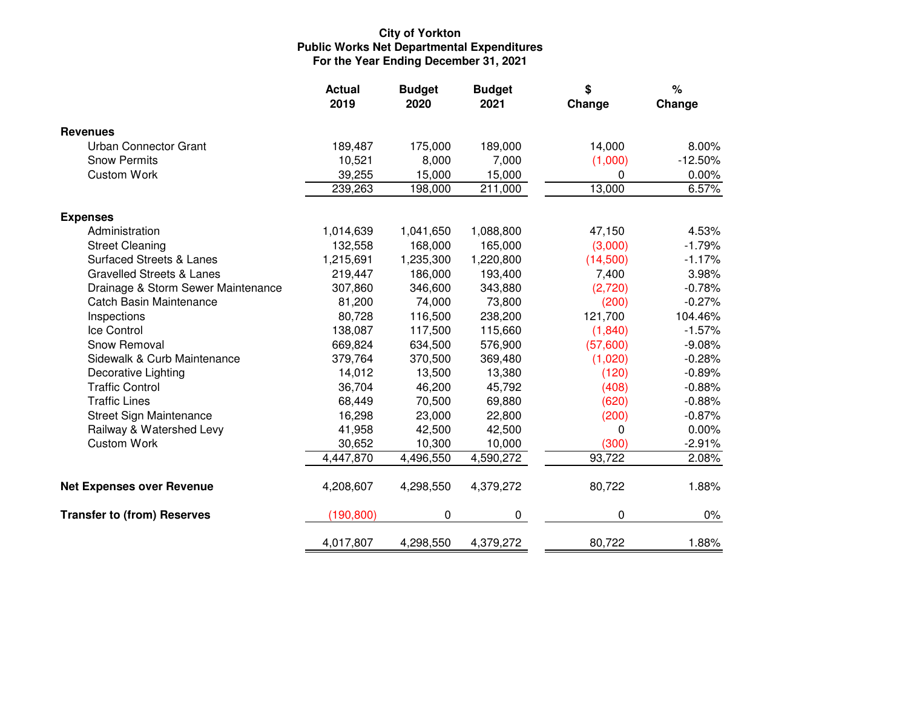**City of Yorkton**
**Public Works Net Departmental Expenditures**
**For the Year Ending December 31, 2021**

| | Actual 2019 | Budget 2020 | Budget 2021 | $ Change | % Change |
|---|---|---|---|---|---|
| **Revenues** | | | | | |
| Urban Connector Grant | 189,487 | 175,000 | 189,000 | 14,000 | 8.00% |
| Snow Permits | 10,521 | 8,000 | 7,000 | (1,000) | -12.50% |
| Custom Work | 39,255 | 15,000 | 15,000 | 0 | 0.00% |
| | 239,263 | 198,000 | 211,000 | 13,000 | 6.57% |
| **Expenses** | | | | | |
| Administration | 1,014,639 | 1,041,650 | 1,088,800 | 47,150 | 4.53% |
| Street Cleaning | 132,558 | 168,000 | 165,000 | (3,000) | -1.79% |
| Surfaced Streets & Lanes | 1,215,691 | 1,235,300 | 1,220,800 | (14,500) | -1.17% |
| Gravelled Streets & Lanes | 219,447 | 186,000 | 193,400 | 7,400 | 3.98% |
| Drainage & Storm Sewer Maintenance | 307,860 | 346,600 | 343,880 | (2,720) | -0.78% |
| Catch Basin Maintenance | 81,200 | 74,000 | 73,800 | (200) | -0.27% |
| Inspections | 80,728 | 116,500 | 238,200 | 121,700 | 104.46% |
| Ice Control | 138,087 | 117,500 | 115,660 | (1,840) | -1.57% |
| Snow Removal | 669,824 | 634,500 | 576,900 | (57,600) | -9.08% |
| Sidewalk & Curb Maintenance | 379,764 | 370,500 | 369,480 | (1,020) | -0.28% |
| Decorative Lighting | 14,012 | 13,500 | 13,380 | (120) | -0.89% |
| Traffic Control | 36,704 | 46,200 | 45,792 | (408) | -0.88% |
| Traffic Lines | 68,449 | 70,500 | 69,880 | (620) | -0.88% |
| Street Sign Maintenance | 16,298 | 23,000 | 22,800 | (200) | -0.87% |
| Railway & Watershed Levy | 41,958 | 42,500 | 42,500 | 0 | 0.00% |
| Custom Work | 30,652 | 10,300 | 10,000 | (300) | -2.91% |
| | 4,447,870 | 4,496,550 | 4,590,272 | 93,722 | 2.08% |
| **Net Expenses over Revenue** | 4,208,607 | 4,298,550 | 4,379,272 | 80,722 | 1.88% |
| **Transfer to (from) Reserves** | (190,800) | 0 | 0 | 0 | 0% |
| | 4,017,807 | 4,298,550 | 4,379,272 | 80,722 | 1.88% |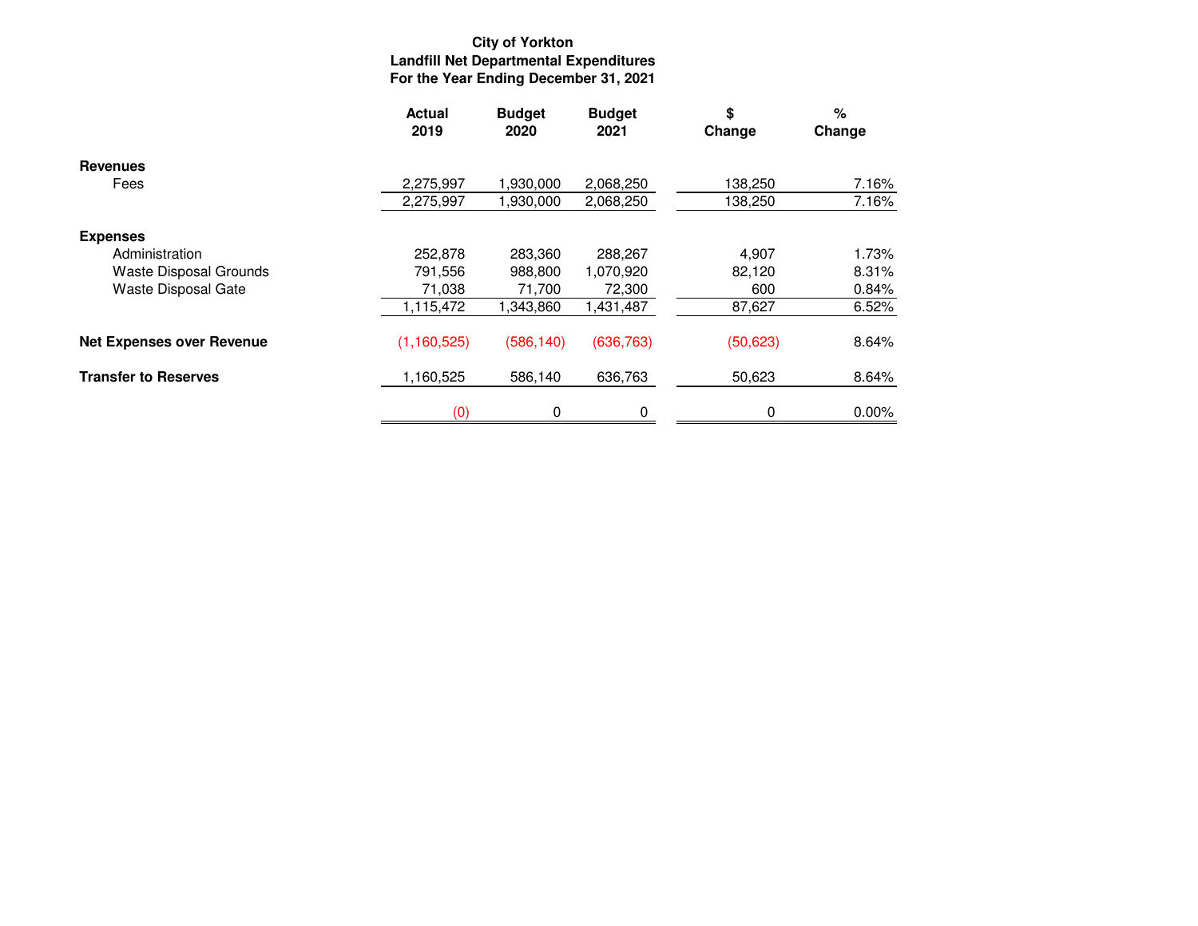**City of Yorkton**
**Landfill Net Departmental Expenditures**
**For the Year Ending December 31, 2021**

| | Actual 2019 | Budget 2020 | Budget 2021 | $ Change | % Change |
|---|---|---|---|---|---|
| **Revenues** | | | | | |
| Fees | 2,275,997 | 1,930,000 | 2,068,250 | 138,250 | 7.16% |
| | 2,275,997 | 1,930,000 | 2,068,250 | 138,250 | 7.16% |
| **Expenses** | | | | | |
| Administration | 252,878 | 283,360 | 288,267 | 4,907 | 1.73% |
| Waste Disposal Grounds | 791,556 | 988,800 | 1,070,920 | 82,120 | 8.31% |
| Waste Disposal Gate | 71,038 | 71,700 | 72,300 | 600 | 0.84% |
| | 1,115,472 | 1,343,860 | 1,431,487 | 87,627 | 6.52% |
| **Net Expenses over Revenue** | (1,160,525) | (586,140) | (636,763) | (50,623) | 8.64% |
| **Transfer to Reserves** | 1,160,525 | 586,140 | 636,763 | 50,623 | 8.64% |
| | (0) | 0 | 0 | 0 | 0.00% |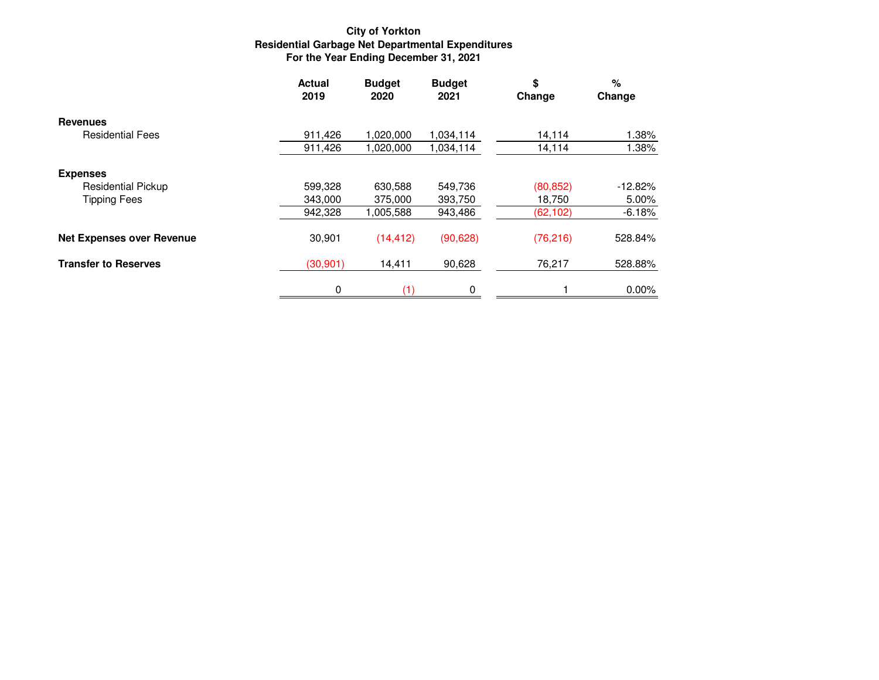**City of Yorkton**
**Residential Garbage Net Departmental Expenditures**
**For the Year Ending December 31, 2021**

| | Actual 2019 | Budget 2020 | Budget 2021 | $ Change | % Change |
|---|---|---|---|---|---|
| **Revenues** | | | | | |
| Residential Fees | 911,426 | 1,020,000 | 1,034,114 | 14,114 | 1.38% |
| | 911,426 | 1,020,000 | 1,034,114 | 14,114 | 1.38% |
| **Expenses** | | | | | |
| Residential Pickup | 599,328 | 630,588 | 549,736 | (80,852) | -12.82% |
| Tipping Fees | 343,000 | 375,000 | 393,750 | 18,750 | 5.00% |
| | 942,328 | 1,005,588 | 943,486 | (62,102) | -6.18% |
| **Net Expenses over Revenue** | 30,901 | (14,412) | (90,628) | (76,216) | 528.84% |
| **Transfer to Reserves** | (30,901) | 14,411 | 90,628 | 76,217 | 528.88% |
| | 0 | (1) | 0 | 1 | 0.00% |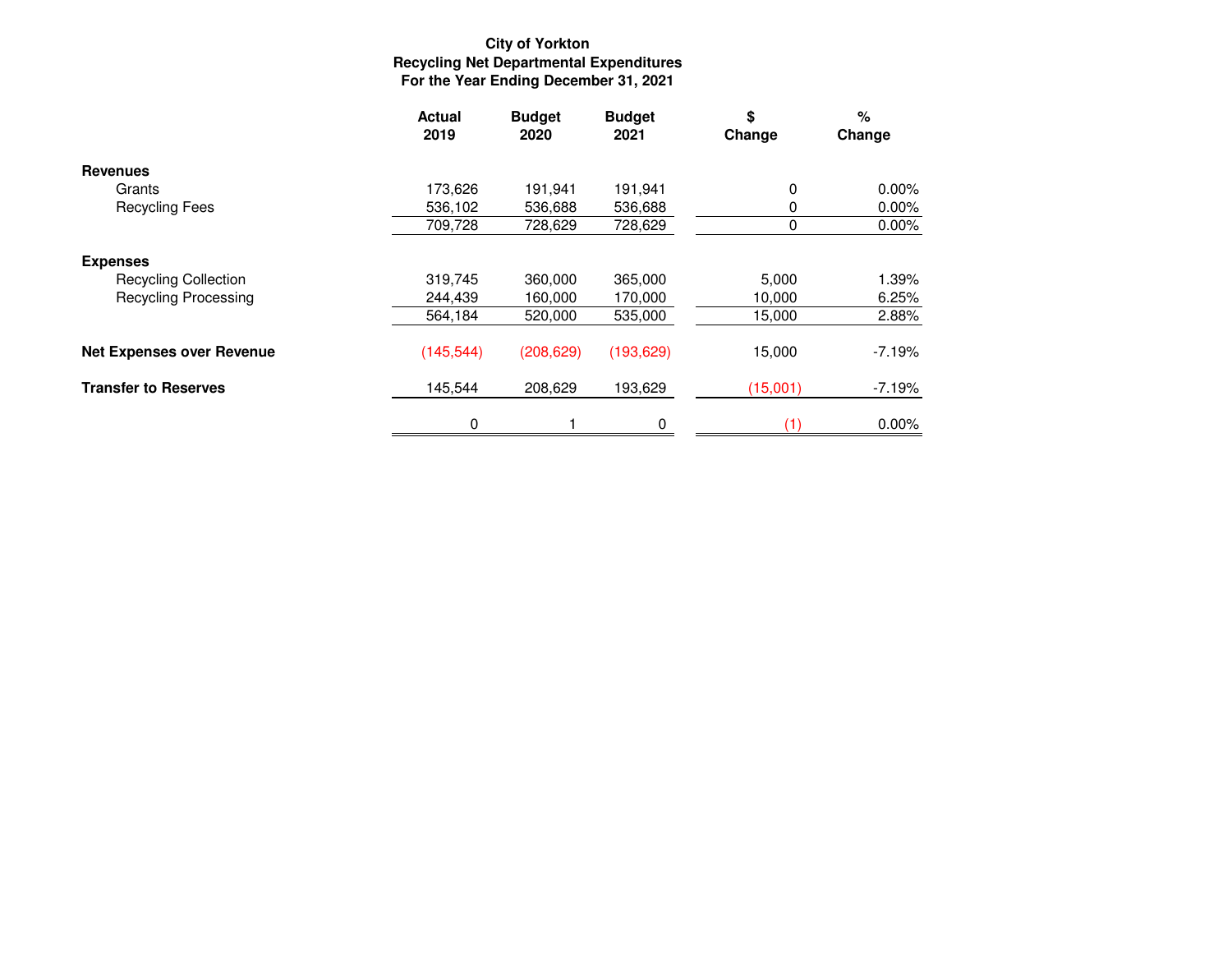**City of Yorkton**
**Recycling Net Departmental Expenditures**
**For the Year Ending December 31, 2021**

| | Actual 2019 | Budget 2020 | Budget 2021 | $ Change | % Change |
|---|---|---|---|---|---|
| **Revenues** | | | | | |
| Grants | 173,626 | 191,941 | 191,941 | 0 | 0.00% |
| Recycling Fees | 536,102 | 536,688 | 536,688 | 0 | 0.00% |
| | 709,728 | 728,629 | 728,629 | 0 | 0.00% |
| **Expenses** | | | | | |
| Recycling Collection | 319,745 | 360,000 | 365,000 | 5,000 | 1.39% |
| Recycling Processing | 244,439 | 160,000 | 170,000 | 10,000 | 6.25% |
| | 564,184 | 520,000 | 535,000 | 15,000 | 2.88% |
| **Net Expenses over Revenue** | (145,544) | (208,629) | (193,629) | 15,000 | -7.19% |
| **Transfer to Reserves** | 145,544 | 208,629 | 193,629 | (15,001) | -7.19% |
| | 0 | 1 | 0 | (1) | 0.00% |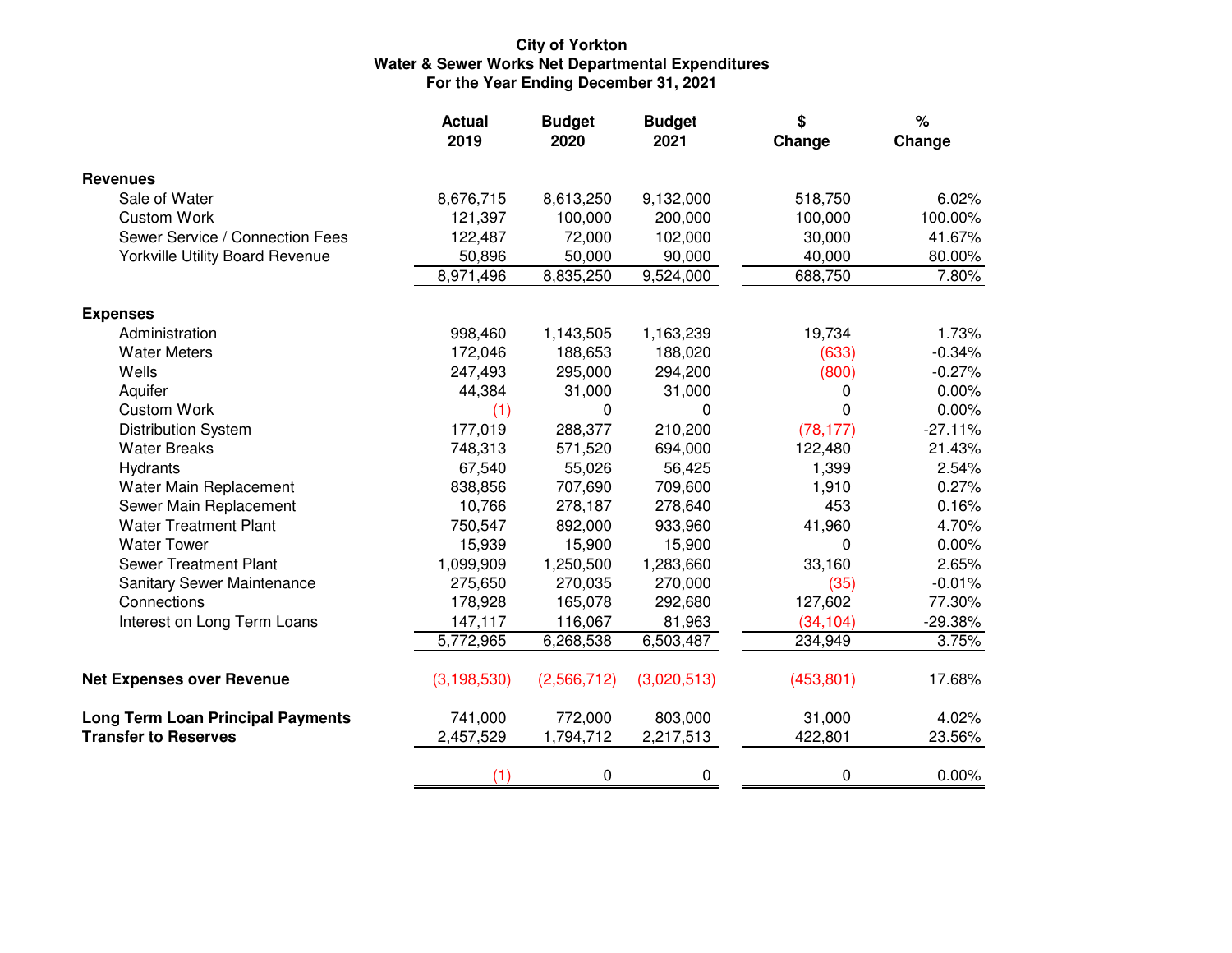**City of Yorkton**
**Water & Sewer Works Net Departmental Expenditures**
**For the Year Ending December 31, 2021**

| | Actual 2019 | Budget 2020 | Budget 2021 | $ Change | % Change |
|---|---|---|---|---|---|
| **Revenues** | | | | | |
| Sale of Water | 8,676,715 | 8,613,250 | 9,132,000 | 518,750 | 6.02% |
| Custom Work | 121,397 | 100,000 | 200,000 | 100,000 | 100.00% |
| Sewer Service / Connection Fees | 122,487 | 72,000 | 102,000 | 30,000 | 41.67% |
| Yorkville Utility Board Revenue | 50,896 | 50,000 | 90,000 | 40,000 | 80.00% |
| | 8,971,496 | 8,835,250 | 9,524,000 | 688,750 | 7.80% |
| **Expenses** | | | | | |
| Administration | 998,460 | 1,143,505 | 1,163,239 | 19,734 | 1.73% |
| Water Meters | 172,046 | 188,653 | 188,020 | (633) | -0.34% |
| Wells | 247,493 | 295,000 | 294,200 | (800) | -0.27% |
| Aquifer | 44,384 | 31,000 | 31,000 | 0 | 0.00% |
| Custom Work | (1) | 0 | 0 | 0 | 0.00% |
| Distribution System | 177,019 | 288,377 | 210,200 | (78,177) | -27.11% |
| Water Breaks | 748,313 | 571,520 | 694,000 | 122,480 | 21.43% |
| Hydrants | 67,540 | 55,026 | 56,425 | 1,399 | 2.54% |
| Water Main Replacement | 838,856 | 707,690 | 709,600 | 1,910 | 0.27% |
| Sewer Main Replacement | 10,766 | 278,187 | 278,640 | 453 | 0.16% |
| Water Treatment Plant | 750,547 | 892,000 | 933,960 | 41,960 | 4.70% |
| Water Tower | 15,939 | 15,900 | 15,900 | 0 | 0.00% |
| Sewer Treatment Plant | 1,099,909 | 1,250,500 | 1,283,660 | 33,160 | 2.65% |
| Sanitary Sewer Maintenance | 275,650 | 270,035 | 270,000 | (35) | -0.01% |
| Connections | 178,928 | 165,078 | 292,680 | 127,602 | 77.30% |
| Interest on Long Term Loans | 147,117 | 116,067 | 81,963 | (34,104) | -29.38% |
| | 5,772,965 | 6,268,538 | 6,503,487 | 234,949 | 3.75% |
| **Net Expenses over Revenue** | (3,198,530) | (2,566,712) | (3,020,513) | (453,801) | 17.68% |
| **Long Term Loan Principal Payments** | 741,000 | 772,000 | 803,000 | 31,000 | 4.02% |
| **Transfer to Reserves** | 2,457,529 | 1,794,712 | 2,217,513 | 422,801 | 23.56% |
| | (1) | 0 | 0 | 0 | 0.00% |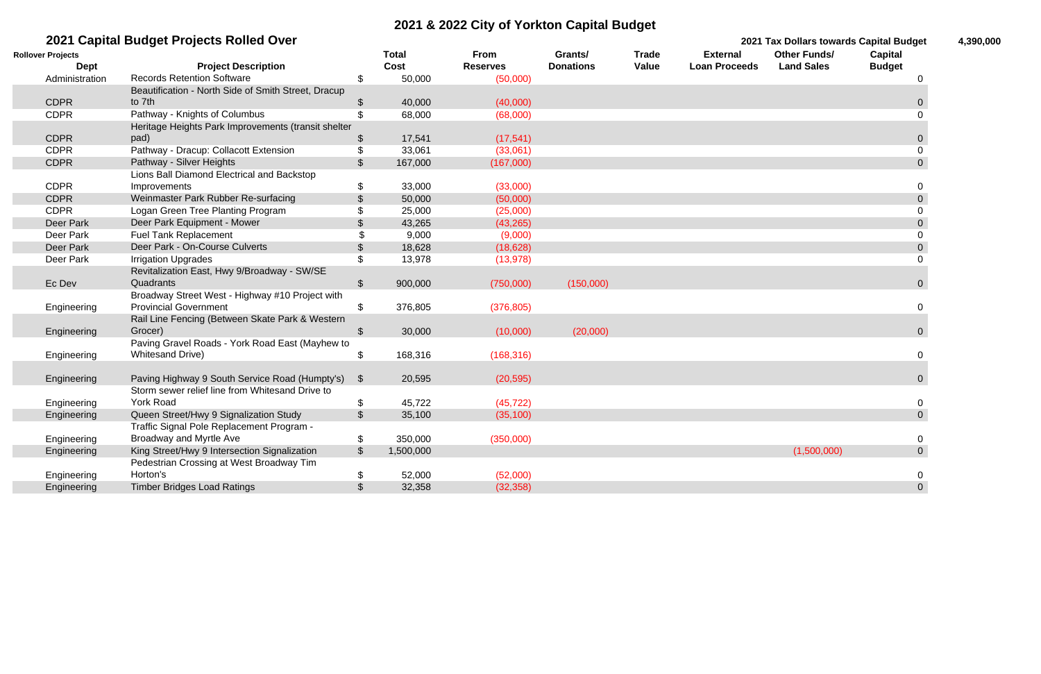# 2021 & 2022 City of Yorkton Capital Budget

## 2021 Capital Budget Projects Rolled Over

2021 Tax Dollars towards Capital Budget 4,390,000

| Rollover Projects Dept | Project Description | Total Cost | From Reserves | Grants/ Donations | Trade Value | External Loan Proceeds | Other Funds/ Land Sales | Capital Budget |
|---|---|---|---|---|---|---|---|---|
| Administration | Records Retention Software | $ 50,000 | (50,000) | | | | | 0 |
| CDPR | Beautification - North Side of Smith Street, Dracup to 7th | $ 40,000 | (40,000) | | | | | 0 |
| CDPR | Pathway - Knights of Columbus | $ 68,000 | (68,000) | | | | | 0 |
| CDPR | Heritage Heights Park Improvements (transit shelter pad) | $ 17,541 | (17,541) | | | | | 0 |
| CDPR | Pathway - Dracup: Collacott Extension | $ 33,061 | (33,061) | | | | | 0 |
| CDPR | Pathway - Silver Heights | $ 167,000 | (167,000) | | | | | 0 |
| CDPR | Lions Ball Diamond Electrical and Backstop Improvements | $ 33,000 | (33,000) | | | | | 0 |
| CDPR | Weinmaster Park Rubber Re-surfacing | $ 50,000 | (50,000) | | | | | 0 |
| CDPR | Logan Green Tree Planting Program | $ 25,000 | (25,000) | | | | | 0 |
| Deer Park | Deer Park Equipment - Mower | $ 43,265 | (43,265) | | | | | 0 |
| Deer Park | Fuel Tank Replacement | $ 9,000 | (9,000) | | | | | 0 |
| Deer Park | Deer Park - On-Course Culverts | $ 18,628 | (18,628) | | | | | 0 |
| Deer Park | Irrigation Upgrades | $ 13,978 | (13,978) | | | | | 0 |
| Ec Dev | Revitalization East, Hwy 9/Broadway - SW/SE Quadrants | $ 900,000 | (750,000) | (150,000) | | | | 0 |
| Engineering | Broadway Street West - Highway #10 Project with Provincial Government | $ 376,805 | (376,805) | | | | | 0 |
| Engineering | Rail Line Fencing (Between Skate Park & Western Grocer) | $ 30,000 | (10,000) | (20,000) | | | | 0 |
| Engineering | Paving Gravel Roads - York Road East (Mayhew to Whitesand Drive) | $ 168,316 | (168,316) | | | | | 0 |
| Engineering | Paving Highway 9 South Service Road (Humpty's) | $ 20,595 | (20,595) | | | | | 0 |
| Engineering | Storm sewer relief line from Whitesand Drive to York Road | $ 45,722 | (45,722) | | | | | 0 |
| Engineering | Queen Street/Hwy 9 Signalization Study | $ 35,100 | (35,100) | | | | | 0 |
| Engineering | Traffic Signal Pole Replacement Program - Broadway and Myrtle Ave | $ 350,000 | (350,000) | | | | | 0 |
| Engineering | King Street/Hwy 9 Intersection Signalization | $ 1,500,000 | | | | | (1,500,000) | 0 |
| Engineering | Pedestrian Crossing at West Broadway Tim Horton's | $ 52,000 | (52,000) | | | | | 0 |
| Engineering | Timber Bridges Load Ratings | $ 32,358 | (32,358) | | | | | 0 |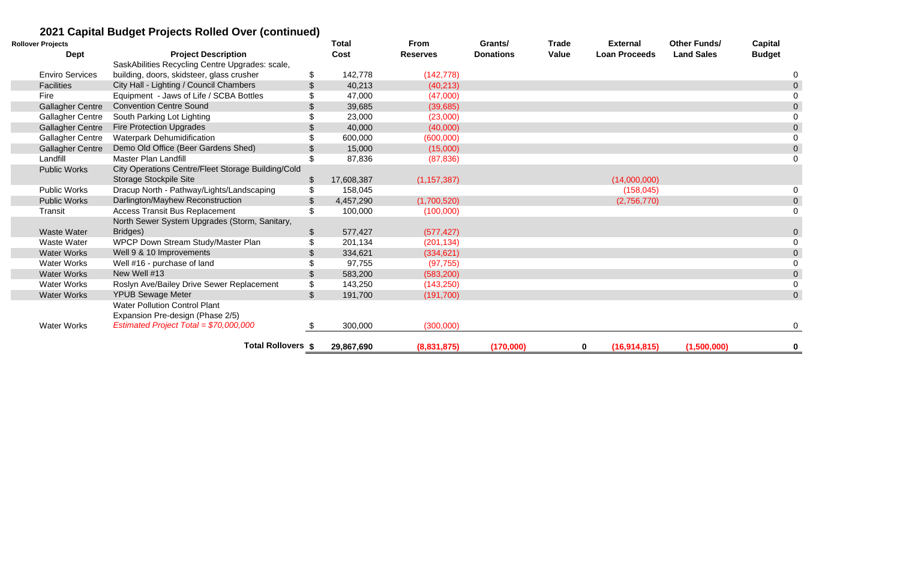## 2021 Capital Budget Projects Rolled Over (continued)

| Rollover Projects Dept | Project Description | | Total Cost | From Reserves | Grants/ Donations | Trade Value | External Loan Proceeds | Other Funds/ Land Sales | Capital Budget |
|---|---|---|---|---|---|---|---|---|---|
| Enviro Services | SaskAbilities Recycling Centre Upgrades: scale, building, doors, skidsteer, glass crusher | $ | 142,778 | (142,778) | | | | | 0 |
| Facilities | City Hall - Lighting / Council Chambers | $ | 40,213 | (40,213) | | | | | 0 |
| Fire | Equipment - Jaws of Life / SCBA Bottles | $ | 47,000 | (47,000) | | | | | 0 |
| Gallagher Centre | Convention Centre Sound | $ | 39,685 | (39,685) | | | | | 0 |
| Gallagher Centre | South Parking Lot Lighting | $ | 23,000 | (23,000) | | | | | 0 |
| Gallagher Centre | Fire Protection Upgrades | $ | 40,000 | (40,000) | | | | | 0 |
| Gallagher Centre | Waterpark Dehumidification | $ | 600,000 | (600,000) | | | | | 0 |
| Gallagher Centre | Demo Old Office (Beer Gardens Shed) | $ | 15,000 | (15,000) | | | | | 0 |
| Landfill | Master Plan Landfill | $ | 87,836 | (87,836) | | | | | 0 |
| Public Works | City Operations Centre/Fleet Storage Building/Cold Storage Stockpile Site | $ | 17,608,387 | (1,157,387) | | | (14,000,000) | | |
| Public Works | Dracup North - Pathway/Lights/Landscaping | $ | 158,045 | | | | (158,045) | | 0 |
| Public Works | Darlington/Mayhew Reconstruction | $ | 4,457,290 | (1,700,520) | | | (2,756,770) | | 0 |
| Transit | Access Transit Bus Replacement | $ | 100,000 | (100,000) | | | | | 0 |
| Waste Water | North Sewer System Upgrades (Storm, Sanitary, Bridges) | $ | 577,427 | (577,427) | | | | | 0 |
| Waste Water | WPCP Down Stream Study/Master Plan | $ | 201,134 | (201,134) | | | | | 0 |
| Water Works | Well 9 & 10 Improvements | $ | 334,621 | (334,621) | | | | | 0 |
| Water Works | Well #16 - purchase of land | $ | 97,755 | (97,755) | | | | | 0 |
| Water Works | New Well #13 | $ | 583,200 | (583,200) | | | | | 0 |
| Water Works | Roslyn Ave/Bailey Drive Sewer Replacement | $ | 143,250 | (143,250) | | | | | 0 |
| Water Works | YPUB Sewage Meter | $ | 191,700 | (191,700) | | | | | 0 |
| Water Works | Water Pollution Control Plant Expansion Pre-design (Phase 2/5) *Estimated Project Total = $70,000,000* | $ | 300,000 | (300,000) | | | | | 0 |
| | **Total Rollovers** | **$** | **29,867,690** | **(8,831,875)** | **(170,000)** | **0** | **(16,914,815)** | **(1,500,000)** | **0** |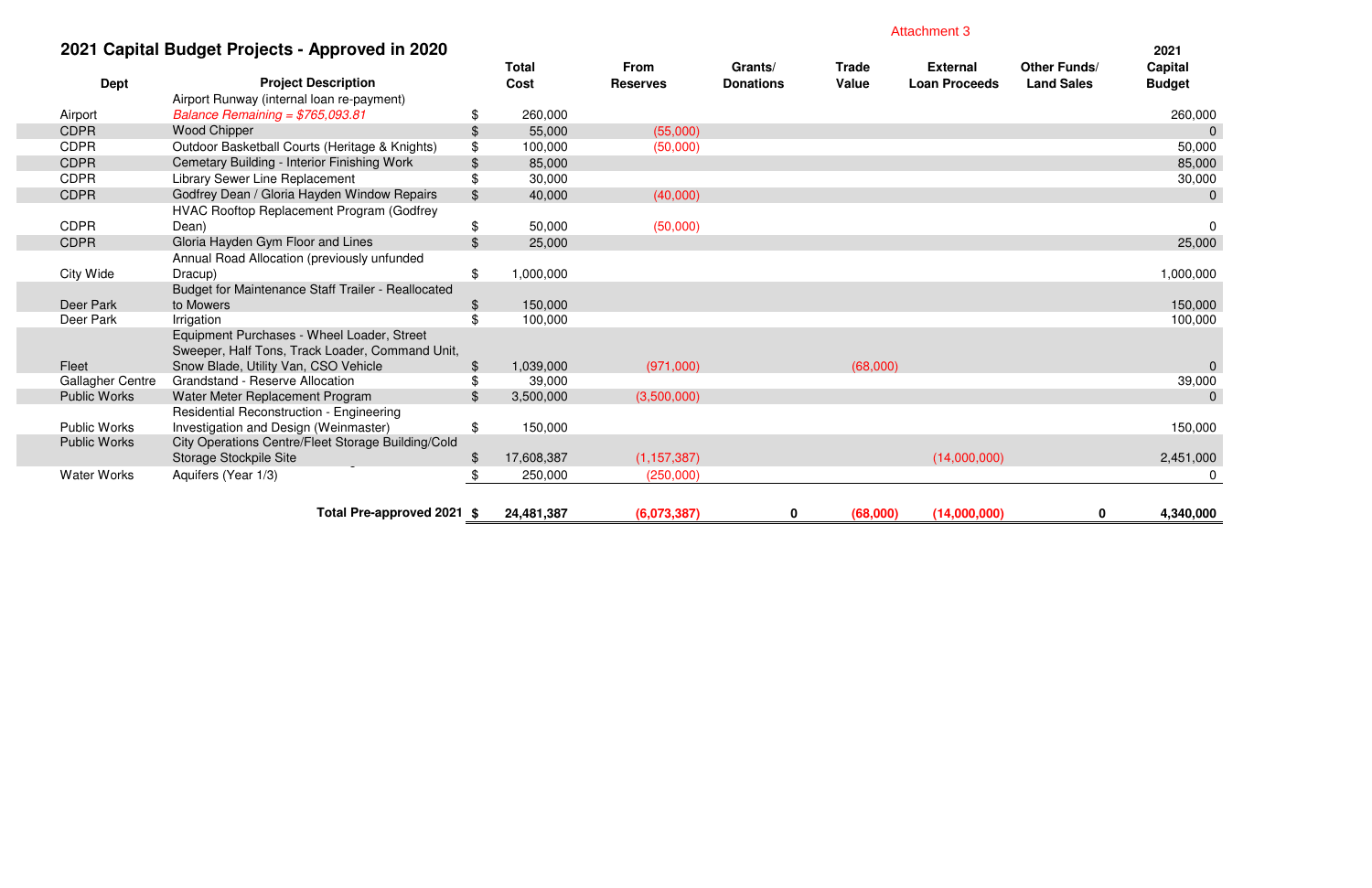Attachment 3

## 2021 Capital Budget Projects - Approved in 2020

| Dept | Project Description | | Total Cost | From Reserves | Grants/ Donations | Trade Value | External Loan Proceeds | Other Funds/ Land Sales | 2021 Capital Budget |
|---|---|---|---|---|---|---|---|---|---|
| Airport | Airport Runway (internal loan re-payment) *Balance Remaining = $765,093.81* | $ | 260,000 | | | | | | 260,000 |
| CDPR | Wood Chipper | $ | 55,000 | (55,000) | | | | | 0 |
| CDPR | Outdoor Basketball Courts (Heritage & Knights) | $ | 100,000 | (50,000) | | | | | 50,000 |
| CDPR | Cemetary Building - Interior Finishing Work | $ | 85,000 | | | | | | 85,000 |
| CDPR | Library Sewer Line Replacement | $ | 30,000 | | | | | | 30,000 |
| CDPR | Godfrey Dean / Gloria Hayden Window Repairs | $ | 40,000 | (40,000) | | | | | 0 |
| CDPR | HVAC Rooftop Replacement Program (Godfrey Dean) | $ | 50,000 | (50,000) | | | | | 0 |
| CDPR | Gloria Hayden Gym Floor and Lines | $ | 25,000 | | | | | | 25,000 |
| City Wide | Annual Road Allocation (previously unfunded Dracup) | $ | 1,000,000 | | | | | | 1,000,000 |
| Deer Park | Budget for Maintenance Staff Trailer - Reallocated to Mowers | $ | 150,000 | | | | | | 150,000 |
| Deer Park | Irrigation | $ | 100,000 | | | | | | 100,000 |
| Fleet | Equipment Purchases - Wheel Loader, Street Sweeper, Half Tons, Track Loader, Command Unit, Snow Blade, Utility Van, CSO Vehicle | $ | 1,039,000 | (971,000) | | (68,000) | | | 0 |
| Gallagher Centre | Grandstand - Reserve Allocation | $ | 39,000 | | | | | | 39,000 |
| Public Works | Water Meter Replacement Program | $ | 3,500,000 | (3,500,000) | | | | | 0 |
| Public Works | Residential Reconstruction - Engineering Investigation and Design (Weinmaster) | $ | 150,000 | | | | | | 150,000 |
| Public Works | City Operations Centre/Fleet Storage Building/Cold Storage Stockpile Site | $ | 17,608,387 | (1,157,387) | | | (14,000,000) | | 2,451,000 |
| Water Works | Aquifers (Year 1/3) | $ | 250,000 | (250,000) | | | | | 0 |
| | **Total Pre-approved 2021** | **$** | **24,481,387** | **(6,073,387)** | **0** | **(68,000)** | **(14,000,000)** | **0** | **4,340,000** |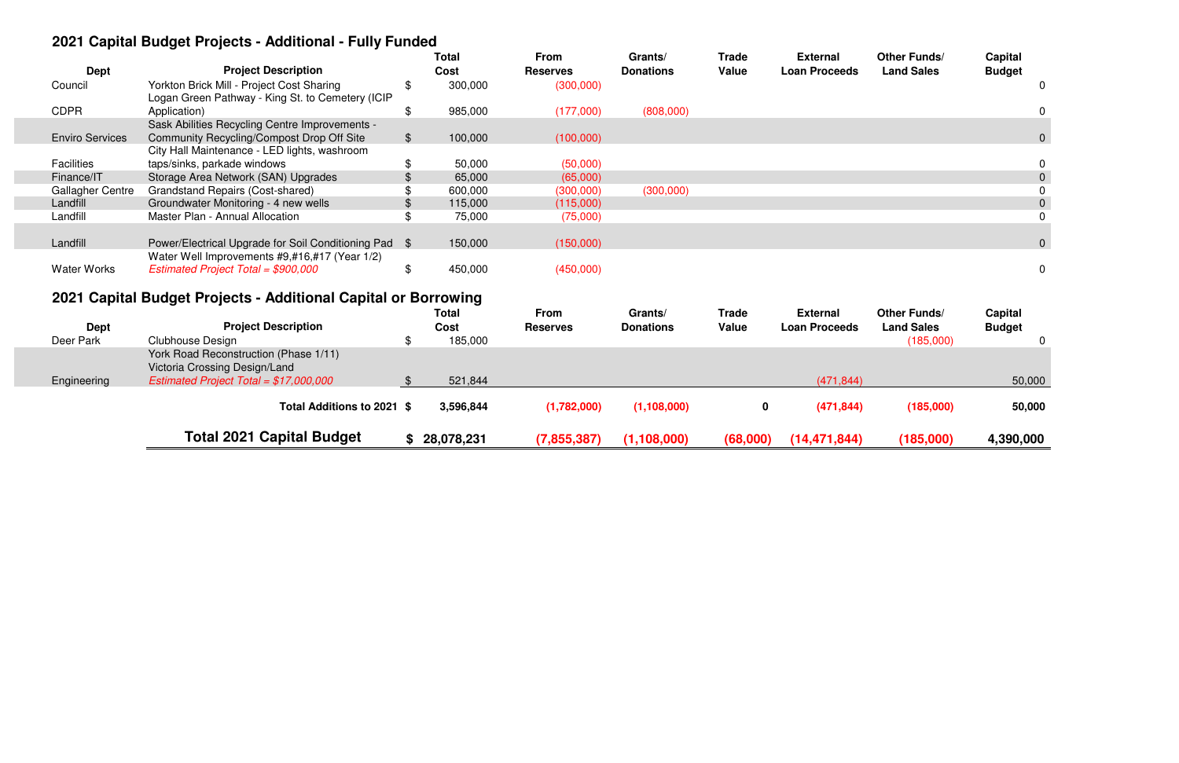## 2021 Capital Budget Projects - Additional - Fully Funded

| Dept | Project Description | Total Cost | From Reserves | Grants/ Donations | Trade Value | External Loan Proceeds | Other Funds/ Land Sales | Capital Budget |
|---|---|---|---|---|---|---|---|---|
| Council | Yorkton Brick Mill - Project Cost Sharing | $ 300,000 | (300,000) | | | | | 0 |
| CDPR | Logan Green Pathway - King St. to Cemetery (ICIP Application) | $ 985,000 | (177,000) | (808,000) | | | | 0 |
| Enviro Services | Sask Abilities Recycling Centre Improvements - Community Recycling/Compost Drop Off Site | $ 100,000 | (100,000) | | | | | 0 |
| Facilities | City Hall Maintenance - LED lights, washroom taps/sinks, parkade windows | $ 50,000 | (50,000) | | | | | 0 |
| Finance/IT | Storage Area Network (SAN) Upgrades | $ 65,000 | (65,000) | | | | | 0 |
| Gallagher Centre | Grandstand Repairs (Cost-shared) | $ 600,000 | (300,000) | (300,000) | | | | 0 |
| Landfill | Groundwater Monitoring - 4 new wells | $ 115,000 | (115,000) | | | | | 0 |
| Landfill | Master Plan - Annual Allocation | $ 75,000 | (75,000) | | | | | 0 |
| Landfill | Power/Electrical Upgrade for Soil Conditioning Pad | $ 150,000 | (150,000) | | | | | 0 |
| Water Works | Water Well Improvements #9,#16,#17 (Year 1/2) *Estimated Project Total = $900,000* | $ 450,000 | (450,000) | | | | | 0 |

## 2021 Capital Budget Projects - Additional Capital or Borrowing

| Dept | Project Description | Total Cost | From Reserves | Grants/ Donations | Trade Value | External Loan Proceeds | Other Funds/ Land Sales | Capital Budget |
|---|---|---|---|---|---|---|---|---|
| Deer Park | Clubhouse Design | $ 185,000 | | | | | (185,000) | 0 |
| Engineering | York Road Reconstruction (Phase 1/11) Victoria Crossing Design/Land *Estimated Project Total = $17,000,000* | $ 521,844 | | | | (471,844) | | 50,000 |
| | **Total Additions to 2021** | **$ 3,596,844** | **(1,782,000)** | **(1,108,000)** | **0** | **(471,844)** | **(185,000)** | **50,000** |
| | **Total 2021 Capital Budget** | **$ 28,078,231** | **(7,855,387)** | **(1,108,000)** | **(68,000)** | **(14,471,844)** | **(185,000)** | **4,390,000** |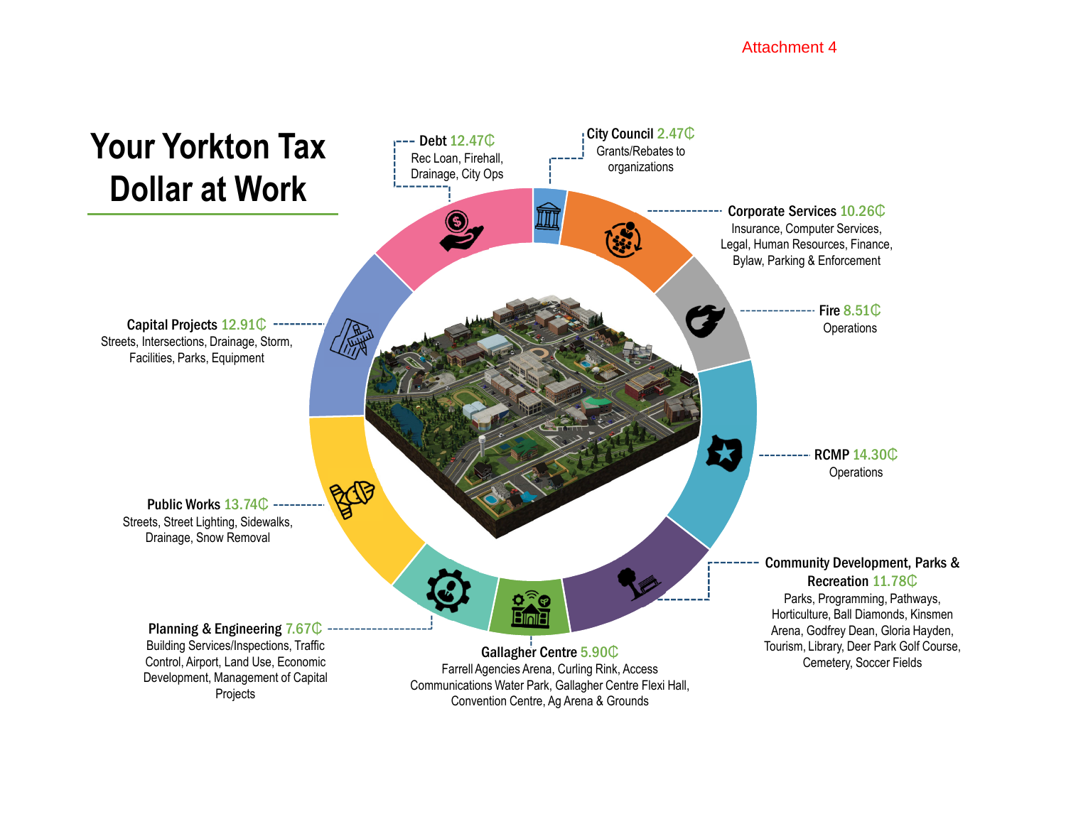Attachment 4

# Your Yorkton Tax Dollar at Work

**Debt** 12.47₵
Rec Loan, Firehall, Drainage, City Ops

**City Council** 2.47₵
Grants/Rebates to organizations

**Corporate Services** 10.26₵
Insurance, Computer Services, Legal, Human Resources, Finance, Bylaw, Parking & Enforcement

**Fire** 8.51₵
Operations

**RCMP** 14.30₵
Operations

**Community Development, Parks & Recreation** 11.78₵
Parks, Programming, Pathways, Horticulture, Ball Diamonds, Kinsmen Arena, Godfrey Dean, Gloria Hayden, Tourism, Library, Deer Park Golf Course, Cemetery, Soccer Fields

**Gallagher Centre** 5.90₵
Farrell Agencies Arena, Curling Rink, Access Communications Water Park, Gallagher Centre Flexi Hall, Convention Centre, Ag Arena & Grounds

**Planning & Engineering** 7.67₵
Building Services/Inspections, Traffic Control, Airport, Land Use, Economic Development, Management of Capital Projects

**Public Works** 13.74₵
Streets, Street Lighting, Sidewalks, Drainage, Snow Removal

**Capital Projects** 12.91₵
Streets, Intersections, Drainage, Storm, Facilities, Parks, Equipment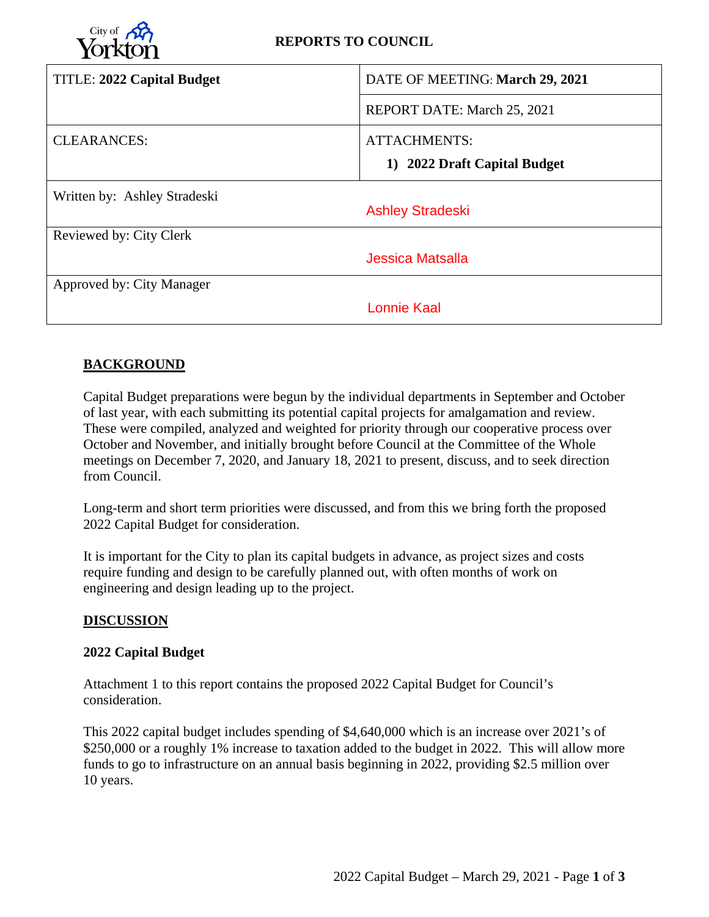City of Yorkton

**REPORTS TO COUNCIL**

| TITLE: **2022 Capital Budget** | DATE OF MEETING: **March 29, 2021** |
| --- | --- |
| | REPORT DATE: March 25, 2021 |
| CLEARANCES: | ATTACHMENTS: **1) 2022 Draft Capital Budget** |
| Written by: Ashley Stradeski | Ashley Stradeski |
| Reviewed by: City Clerk | Jessica Matsalla |
| Approved by: City Manager | Lonnie Kaal |

## BACKGROUND

Capital Budget preparations were begun by the individual departments in September and October of last year, with each submitting its potential capital projects for amalgamation and review. These were compiled, analyzed and weighted for priority through our cooperative process over October and November, and initially brought before Council at the Committee of the Whole meetings on December 7, 2020, and January 18, 2021 to present, discuss, and to seek direction from Council.

Long-term and short term priorities were discussed, and from this we bring forth the proposed 2022 Capital Budget for consideration.

It is important for the City to plan its capital budgets in advance, as project sizes and costs require funding and design to be carefully planned out, with often months of work on engineering and design leading up to the project.

## DISCUSSION

### 2022 Capital Budget

Attachment 1 to this report contains the proposed 2022 Capital Budget for Council's consideration.

This 2022 capital budget includes spending of $4,640,000 which is an increase over 2021's of $250,000 or a roughly 1% increase to taxation added to the budget in 2022. This will allow more funds to go to infrastructure on an annual basis beginning in 2022, providing $2.5 million over 10 years.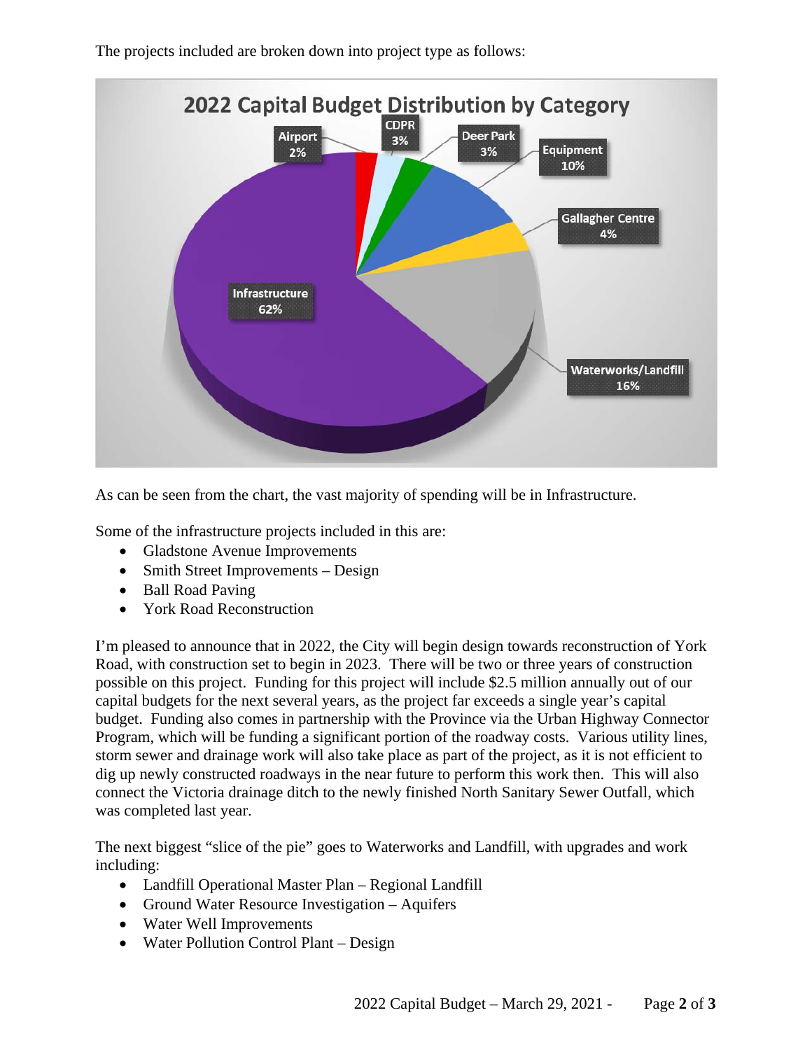The projects included are broken down into project type as follows:

**2022 Capital Budget Distribution by Category**

| Category | Percentage |
|---|---|
| Airport | 2% |
| CDPR | 3% |
| Deer Park | 3% |
| Equipment | 10% |
| Gallagher Centre | 4% |
| Waterworks/Landfill | 16% |
| Infrastructure | 62% |

As can be seen from the chart, the vast majority of spending will be in Infrastructure.

Some of the infrastructure projects included in this are:

- Gladstone Avenue Improvements
- Smith Street Improvements – Design
- Ball Road Paving
- York Road Reconstruction

I'm pleased to announce that in 2022, the City will begin design towards reconstruction of York Road, with construction set to begin in 2023. There will be two or three years of construction possible on this project. Funding for this project will include $2.5 million annually out of our capital budgets for the next several years, as the project far exceeds a single year's capital budget. Funding also comes in partnership with the Province via the Urban Highway Connector Program, which will be funding a significant portion of the roadway costs. Various utility lines, storm sewer and drainage work will also take place as part of the project, as it is not efficient to dig up newly constructed roadways in the near future to perform this work then. This will also connect the Victoria drainage ditch to the newly finished North Sanitary Sewer Outfall, which was completed last year.

The next biggest "slice of the pie" goes to Waterworks and Landfill, with upgrades and work including:

- Landfill Operational Master Plan – Regional Landfill
- Ground Water Resource Investigation – Aquifers
- Water Well Improvements
- Water Pollution Control Plant – Design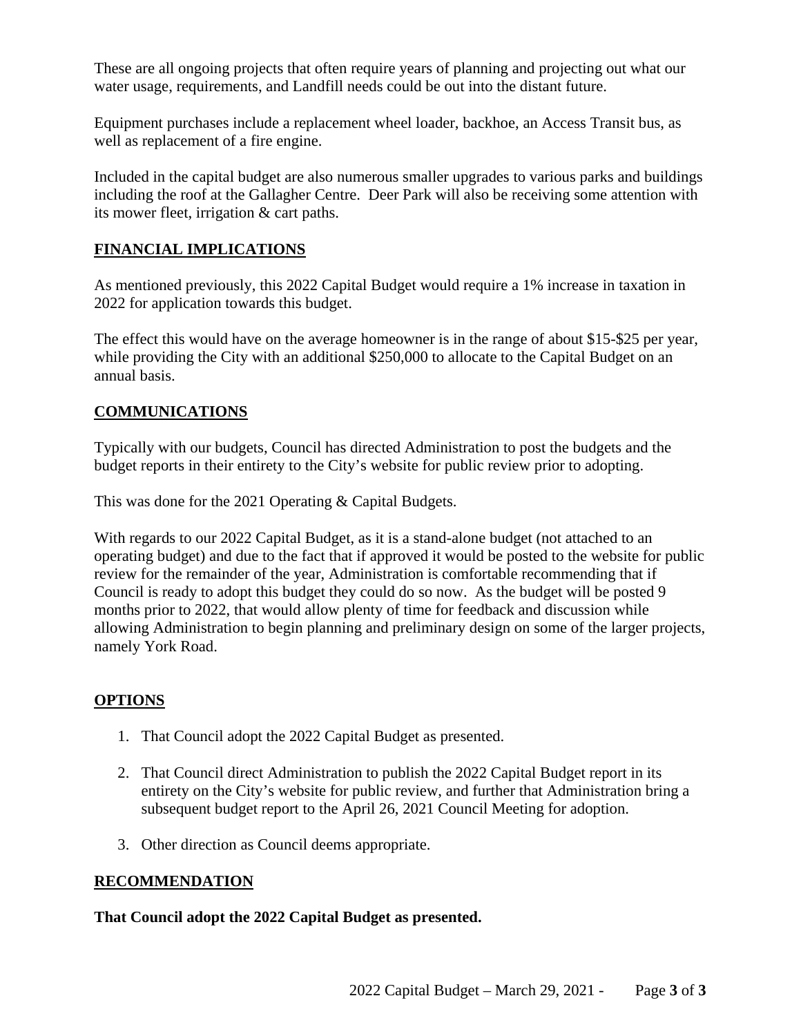These are all ongoing projects that often require years of planning and projecting out what our water usage, requirements, and Landfill needs could be out into the distant future.

Equipment purchases include a replacement wheel loader, backhoe, an Access Transit bus, as well as replacement of a fire engine.

Included in the capital budget are also numerous smaller upgrades to various parks and buildings including the roof at the Gallagher Centre. Deer Park will also be receiving some attention with its mower fleet, irrigation & cart paths.

## FINANCIAL IMPLICATIONS

As mentioned previously, this 2022 Capital Budget would require a 1% increase in taxation in 2022 for application towards this budget.

The effect this would have on the average homeowner is in the range of about $15-$25 per year, while providing the City with an additional $250,000 to allocate to the Capital Budget on an annual basis.

## COMMUNICATIONS

Typically with our budgets, Council has directed Administration to post the budgets and the budget reports in their entirety to the City's website for public review prior to adopting.

This was done for the 2021 Operating & Capital Budgets.

With regards to our 2022 Capital Budget, as it is a stand-alone budget (not attached to an operating budget) and due to the fact that if approved it would be posted to the website for public review for the remainder of the year, Administration is comfortable recommending that if Council is ready to adopt this budget they could do so now. As the budget will be posted 9 months prior to 2022, that would allow plenty of time for feedback and discussion while allowing Administration to begin planning and preliminary design on some of the larger projects, namely York Road.

## OPTIONS

1. That Council adopt the 2022 Capital Budget as presented.
2. That Council direct Administration to publish the 2022 Capital Budget report in its entirety on the City's website for public review, and further that Administration bring a subsequent budget report to the April 26, 2021 Council Meeting for adoption.
3. Other direction as Council deems appropriate.

## RECOMMENDATION

**That Council adopt the 2022 Capital Budget as presented.**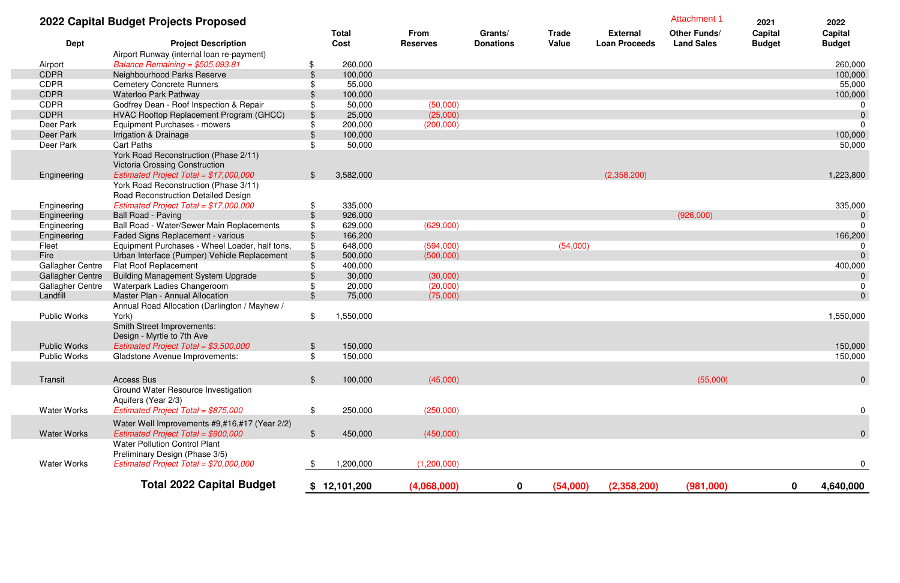Attachment 1

## 2022 Capital Budget Projects Proposed

| Dept | Project Description | | Total Cost | From Reserves | Grants/ Donations | Trade Value | External Loan Proceeds | Other Funds/ Land Sales | 2021 Capital Budget | 2022 Capital Budget |
|---|---|---|---|---|---|---|---|---|---|---|
| Airport | Airport Runway (internal loan re-payment) *Balance Remaining = $505,093.81* | $ | 260,000 | | | | | | | 260,000 |
| CDPR | Neighbourhood Parks Reserve | $ | 100,000 | | | | | | | 100,000 |
| CDPR | Cemetery Concrete Runners | $ | 55,000 | | | | | | | 55,000 |
| CDPR | Waterloo Park Pathway | $ | 100,000 | | | | | | | 100,000 |
| CDPR | Godfrey Dean - Roof Inspection & Repair | $ | 50,000 | (50,000) | | | | | | 0 |
| CDPR | HVAC Rooftop Replacement Program (GHCC) | $ | 25,000 | (25,000) | | | | | | 0 |
| Deer Park | Equipment Purchases - mowers | $ | 200,000 | (200,000) | | | | | | 0 |
| Deer Park | Irrigation & Drainage | $ | 100,000 | | | | | | | 100,000 |
| Deer Park | Cart Paths | $ | 50,000 | | | | | | | 50,000 |
| Engineering | York Road Reconstruction (Phase 2/11) Victoria Crossing Construction *Estimated Project Total = $17,000,000* | $ | 3,582,000 | | | | (2,358,200) | | | 1,223,800 |
| Engineering | York Road Reconstruction (Phase 3/11) Road Reconstruction Detailed Design *Estimated Project Total = $17,000,000* | $ | 335,000 | | | | | | | 335,000 |
| Engineering | Ball Road - Paving | $ | 926,000 | | | | | (926,000) | | 0 |
| Engineering | Ball Road - Water/Sewer Main Replacements | $ | 629,000 | (629,000) | | | | | | 0 |
| Engineering | Faded Signs Replacement - various | $ | 166,200 | | | | | | | 166,200 |
| Fleet | Equipment Purchases - Wheel Loader, half tons, | $ | 648,000 | (594,000) | | (54,000) | | | | 0 |
| Fire | Urban Interface (Pumper) Vehicle Replacement | $ | 500,000 | (500,000) | | | | | | 0 |
| Gallagher Centre | Flat Roof Replacement | $ | 400,000 | | | | | | | 400,000 |
| Gallagher Centre | Building Management System Upgrade | $ | 30,000 | (30,000) | | | | | | 0 |
| Gallagher Centre | Waterpark Ladies Changeroom | $ | 20,000 | (20,000) | | | | | | 0 |
| Landfill | Master Plan - Annual Allocation | $ | 75,000 | (75,000) | | | | | | 0 |
| Public Works | Annual Road Allocation (Darlington / Mayhew / York) | $ | 1,550,000 | | | | | | | 1,550,000 |
| Public Works | Smith Street Improvements: Design - Myrtle to 7th Ave *Estimated Project Total = $3,500,000* | $ | 150,000 | | | | | | | 150,000 |
| Public Works | Gladstone Avenue Improvements: | $ | 150,000 | | | | | | | 150,000 |
| Transit | Access Bus | $ | 100,000 | (45,000) | | | | (55,000) | | 0 |
| Water Works | Ground Water Resource Investigation Aquifers (Year 2/3) *Estimated Project Total = $875,000* | $ | 250,000 | (250,000) | | | | | | 0 |
| Water Works | Water Well Improvements #9,#16,#17 (Year 2/2) *Estimated Project Total = $900,000* | $ | 450,000 | (450,000) | | | | | | 0 |
| Water Works | Water Pollution Control Plant Preliminary Design (Phase 3/5) *Estimated Project Total = $70,000,000* | $ | 1,200,000 | (1,200,000) | | | | | | 0 |
| | **Total 2022 Capital Budget** | **$** | **12,101,200** | **(4,068,000)** | **0** | **(54,000)** | **(2,358,200)** | **(981,000)** | **0** | **4,640,000** |